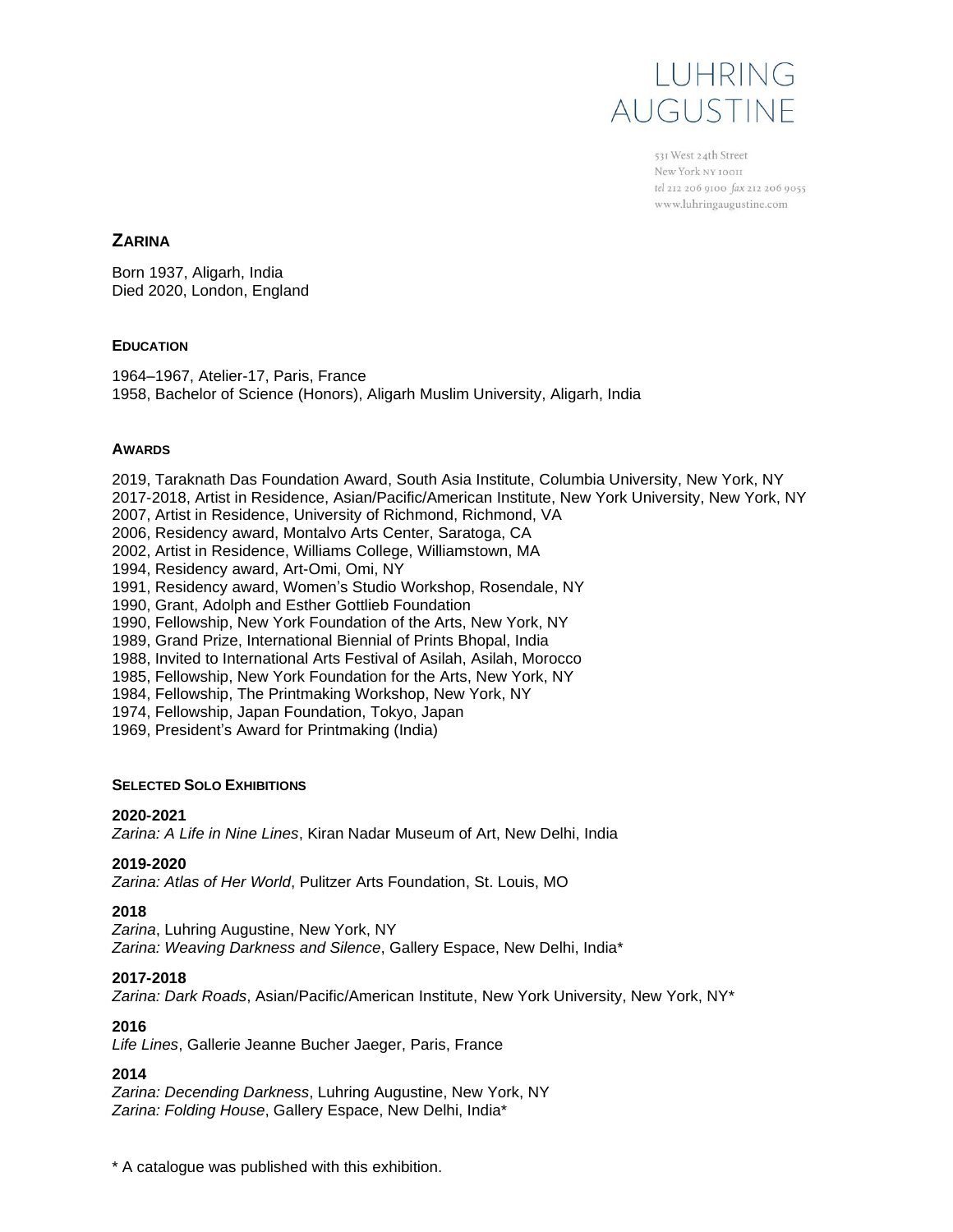LUHRING AUGUSTINE

531 West 24th Street
New York NY 10011
tel 212 206 9100 fax 212 206 9055
www.luhringaugustine.com

## ZARINA

Born 1937, Aligarh, India
Died 2020, London, England

### EDUCATION

1964–1967, Atelier-17, Paris, France
1958, Bachelor of Science (Honors), Aligarh Muslim University, Aligarh, India

### AWARDS

2019, Taraknath Das Foundation Award, South Asia Institute, Columbia University, New York, NY
2017-2018, Artist in Residence, Asian/Pacific/American Institute, New York University, New York, NY
2007, Artist in Residence, University of Richmond, Richmond, VA
2006, Residency award, Montalvo Arts Center, Saratoga, CA
2002, Artist in Residence, Williams College, Williamstown, MA
1994, Residency award, Art-Omi, Omi, NY
1991, Residency award, Women's Studio Workshop, Rosendale, NY
1990, Grant, Adolph and Esther Gottlieb Foundation
1990, Fellowship, New York Foundation of the Arts, New York, NY
1989, Grand Prize, International Biennial of Prints Bhopal, India
1988, Invited to International Arts Festival of Asilah, Asilah, Morocco
1985, Fellowship, New York Foundation for the Arts, New York, NY
1984, Fellowship, The Printmaking Workshop, New York, NY
1974, Fellowship, Japan Foundation, Tokyo, Japan
1969, President's Award for Printmaking (India)

### SELECTED SOLO EXHIBITIONS

**2020-2021**
*Zarina: A Life in Nine Lines*, Kiran Nadar Museum of Art, New Delhi, India

**2019-2020**
*Zarina: Atlas of Her World*, Pulitzer Arts Foundation, St. Louis, MO

**2018**
*Zarina*, Luhring Augustine, New York, NY
*Zarina: Weaving Darkness and Silence*, Gallery Espace, New Delhi, India*

**2017-2018**
*Zarina: Dark Roads*, Asian/Pacific/American Institute, New York University, New York, NY*

**2016**
*Life Lines*, Gallerie Jeanne Bucher Jaeger, Paris, France

**2014**
*Zarina: Decending Darkness*, Luhring Augustine, New York, NY
*Zarina: Folding House*, Gallery Espace, New Delhi, India*

\* A catalogue was published with this exhibition.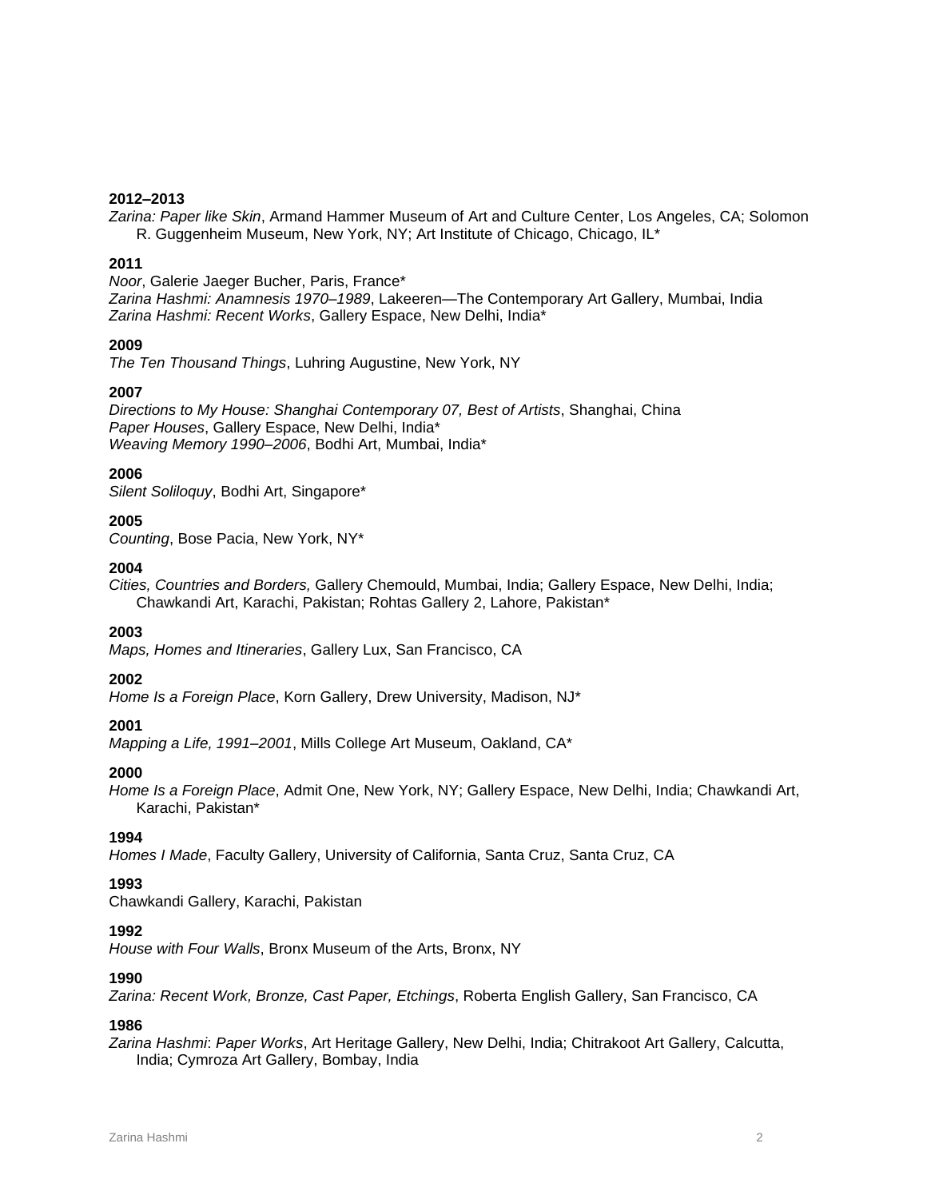**2012–2013**
*Zarina: Paper like Skin*, Armand Hammer Museum of Art and Culture Center, Los Angeles, CA; Solomon R. Guggenheim Museum, New York, NY; Art Institute of Chicago, Chicago, IL*

**2011**
*Noor*, Galerie Jaeger Bucher, Paris, France*
*Zarina Hashmi: Anamnesis 1970–1989*, Lakeeren—The Contemporary Art Gallery, Mumbai, India
*Zarina Hashmi: Recent Works*, Gallery Espace, New Delhi, India*

**2009**
*The Ten Thousand Things*, Luhring Augustine, New York, NY

**2007**
*Directions to My House: Shanghai Contemporary 07, Best of Artists*, Shanghai, China
*Paper Houses*, Gallery Espace, New Delhi, India*
*Weaving Memory 1990–2006*, Bodhi Art, Mumbai, India*

**2006**
*Silent Soliloquy*, Bodhi Art, Singapore*

**2005**
*Counting*, Bose Pacia, New York, NY*

**2004**
*Cities, Countries and Borders,* Gallery Chemould, Mumbai, India; Gallery Espace, New Delhi, India; Chawkandi Art, Karachi, Pakistan; Rohtas Gallery 2, Lahore, Pakistan*

**2003**
*Maps, Homes and Itineraries*, Gallery Lux, San Francisco, CA

**2002**
*Home Is a Foreign Place*, Korn Gallery, Drew University, Madison, NJ*

**2001**
*Mapping a Life, 1991–2001*, Mills College Art Museum, Oakland, CA*

**2000**
*Home Is a Foreign Place*, Admit One, New York, NY; Gallery Espace, New Delhi, India; Chawkandi Art, Karachi, Pakistan*

**1994**
*Homes I Made*, Faculty Gallery, University of California, Santa Cruz, Santa Cruz, CA

**1993**
Chawkandi Gallery, Karachi, Pakistan

**1992**
*House with Four Walls*, Bronx Museum of the Arts, Bronx, NY

**1990**
*Zarina: Recent Work, Bronze, Cast Paper, Etchings*, Roberta English Gallery, San Francisco, CA

**1986**
*Zarina Hashmi*: *Paper Works*, Art Heritage Gallery, New Delhi, India; Chitrakoot Art Gallery, Calcutta, India; Cymroza Art Gallery, Bombay, India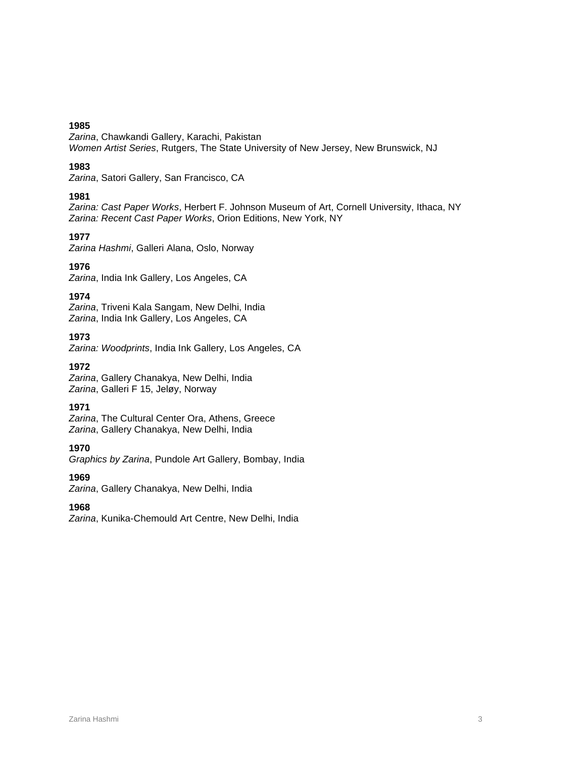**1985**
*Zarina*, Chawkandi Gallery, Karachi, Pakistan
*Women Artist Series*, Rutgers, The State University of New Jersey, New Brunswick, NJ

**1983**
*Zarina*, Satori Gallery, San Francisco, CA

**1981**
*Zarina: Cast Paper Works*, Herbert F. Johnson Museum of Art, Cornell University, Ithaca, NY
*Zarina: Recent Cast Paper Works*, Orion Editions, New York, NY

**1977**
*Zarina Hashmi*, Galleri Alana, Oslo, Norway

**1976**
*Zarina*, India Ink Gallery, Los Angeles, CA

**1974**
*Zarina*, Triveni Kala Sangam, New Delhi, India
*Zarina*, India Ink Gallery, Los Angeles, CA

**1973**
*Zarina: Woodprints*, India Ink Gallery, Los Angeles, CA

**1972**
*Zarina*, Gallery Chanakya, New Delhi, India
*Zarina*, Galleri F 15, Jeløy, Norway

**1971**
*Zarina*, The Cultural Center Ora, Athens, Greece
*Zarina*, Gallery Chanakya, New Delhi, India

**1970**
*Graphics by Zarina*, Pundole Art Gallery, Bombay, India

**1969**
*Zarina*, Gallery Chanakya, New Delhi, India

**1968**
*Zarina*, Kunika-Chemould Art Centre, New Delhi, India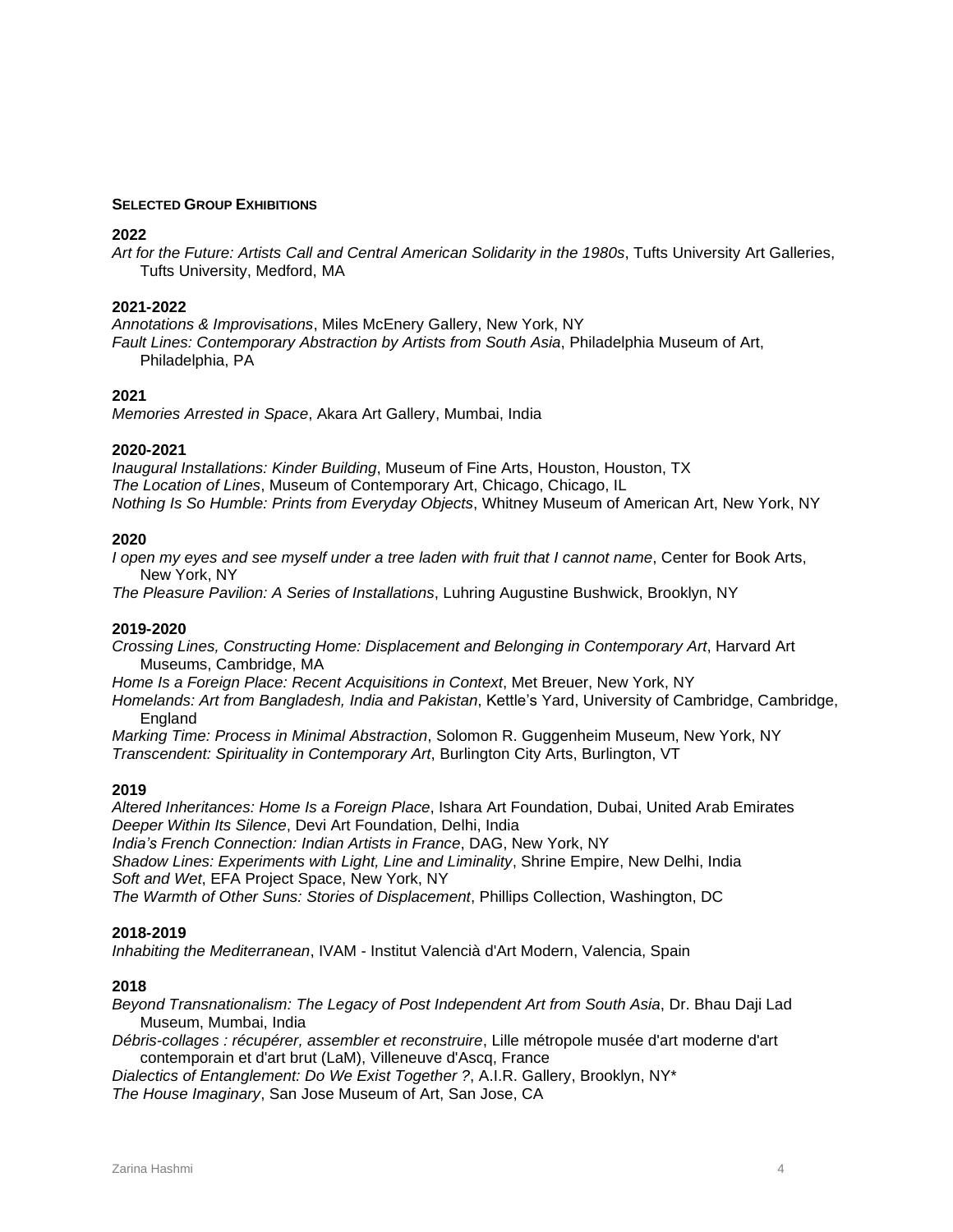## SELECTED GROUP EXHIBITIONS

**2022**

*Art for the Future: Artists Call and Central American Solidarity in the 1980s*, Tufts University Art Galleries, Tufts University, Medford, MA

**2021-2022**

*Annotations & Improvisations*, Miles McEnery Gallery, New York, NY

*Fault Lines: Contemporary Abstraction by Artists from South Asia*, Philadelphia Museum of Art, Philadelphia, PA

**2021**

*Memories Arrested in Space*, Akara Art Gallery, Mumbai, India

**2020-2021**

*Inaugural Installations: Kinder Building*, Museum of Fine Arts, Houston, Houston, TX

*The Location of Lines*, Museum of Contemporary Art, Chicago, Chicago, IL

*Nothing Is So Humble: Prints from Everyday Objects*, Whitney Museum of American Art, New York, NY

**2020**

*I open my eyes and see myself under a tree laden with fruit that I cannot name*, Center for Book Arts, New York, NY

*The Pleasure Pavilion: A Series of Installations*, Luhring Augustine Bushwick, Brooklyn, NY

**2019-2020**

*Crossing Lines, Constructing Home: Displacement and Belonging in Contemporary Art*, Harvard Art Museums, Cambridge, MA

*Home Is a Foreign Place: Recent Acquisitions in Context*, Met Breuer, New York, NY

*Homelands: Art from Bangladesh, India and Pakistan*, Kettle's Yard, University of Cambridge, Cambridge, England

*Marking Time: Process in Minimal Abstraction*, Solomon R. Guggenheim Museum, New York, NY

*Transcendent: Spirituality in Contemporary Art*, Burlington City Arts, Burlington, VT

**2019**

*Altered Inheritances: Home Is a Foreign Place*, Ishara Art Foundation, Dubai, United Arab Emirates

*Deeper Within Its Silence*, Devi Art Foundation, Delhi, India

*India's French Connection: Indian Artists in France*, DAG, New York, NY

*Shadow Lines: Experiments with Light, Line and Liminality*, Shrine Empire, New Delhi, India

*Soft and Wet*, EFA Project Space, New York, NY

*The Warmth of Other Suns: Stories of Displacement*, Phillips Collection, Washington, DC

**2018-2019**

*Inhabiting the Mediterranean*, IVAM - Institut Valencià d'Art Modern, Valencia, Spain

**2018**

*Beyond Transnationalism: The Legacy of Post Independent Art from South Asia*, Dr. Bhau Daji Lad Museum, Mumbai, India

*Débris-collages : récupérer, assembler et reconstruire*, Lille métropole musée d'art moderne d'art contemporain et d'art brut (LaM), Villeneuve d'Ascq, France

*Dialectics of Entanglement: Do We Exist Together ?*, A.I.R. Gallery, Brooklyn, NY*

*The House Imaginary*, San Jose Museum of Art, San Jose, CA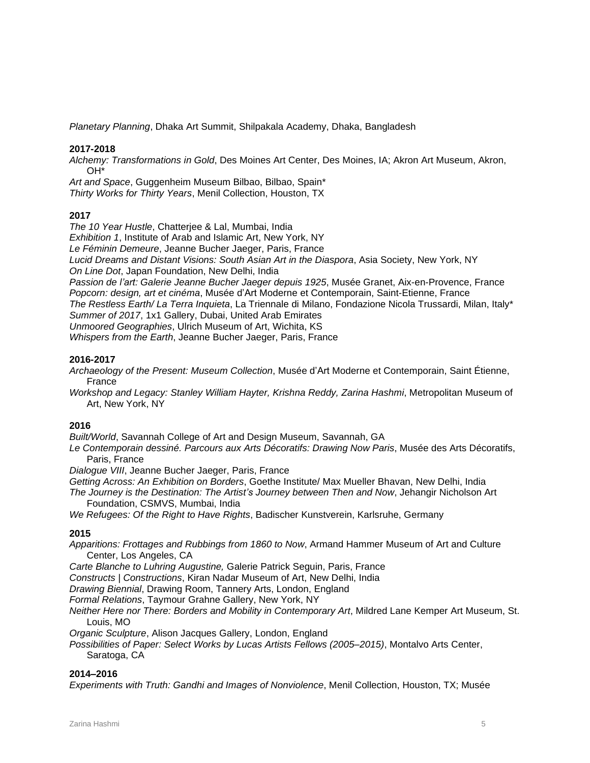*Planetary Planning*, Dhaka Art Summit, Shilpakala Academy, Dhaka, Bangladesh

**2017-2018**

*Alchemy: Transformations in Gold*, Des Moines Art Center, Des Moines, IA; Akron Art Museum, Akron, OH*

*Art and Space*, Guggenheim Museum Bilbao, Bilbao, Spain*

*Thirty Works for Thirty Years*, Menil Collection, Houston, TX

**2017**

*The 10 Year Hustle*, Chatterjee & Lal, Mumbai, India

*Exhibition 1*, Institute of Arab and Islamic Art, New York, NY

*Le Féminin Demeure*, Jeanne Bucher Jaeger, Paris, France

*Lucid Dreams and Distant Visions: South Asian Art in the Diaspora*, Asia Society, New York, NY

*On Line Dot*, Japan Foundation, New Delhi, India

*Passion de l'art: Galerie Jeanne Bucher Jaeger depuis 1925*, Musée Granet, Aix-en-Provence, France

*Popcorn: design, art et cinéma*, Musée d'Art Moderne et Contemporain, Saint-Etienne, France

*The Restless Earth/ La Terra Inquieta*, La Triennale di Milano, Fondazione Nicola Trussardi, Milan, Italy*

*Summer of 2017*, 1x1 Gallery, Dubai, United Arab Emirates

*Unmoored Geographies*, Ulrich Museum of Art, Wichita, KS

*Whispers from the Earth*, Jeanne Bucher Jaeger, Paris, France

**2016-2017**

*Archaeology of the Present: Museum Collection*, Musée d'Art Moderne et Contemporain, Saint Étienne, France

*Workshop and Legacy: Stanley William Hayter, Krishna Reddy, Zarina Hashmi*, Metropolitan Museum of Art, New York, NY

**2016**

*Built/World*, Savannah College of Art and Design Museum, Savannah, GA

*Le Contemporain dessiné. Parcours aux Arts Décoratifs: Drawing Now Paris*, Musée des Arts Décoratifs, Paris, France

*Dialogue VIII*, Jeanne Bucher Jaeger, Paris, France

*Getting Across: An Exhibition on Borders*, Goethe Institute/ Max Mueller Bhavan, New Delhi, India

*The Journey is the Destination: The Artist's Journey between Then and Now*, Jehangir Nicholson Art Foundation, CSMVS, Mumbai, India

*We Refugees: Of the Right to Have Rights*, Badischer Kunstverein, Karlsruhe, Germany

**2015**

*Apparitions: Frottages and Rubbings from 1860 to Now*, Armand Hammer Museum of Art and Culture Center, Los Angeles, CA

*Carte Blanche to Luhring Augustine,* Galerie Patrick Seguin, Paris, France

*Constructs | Constructions*, Kiran Nadar Museum of Art, New Delhi, India

*Drawing Biennial*, Drawing Room, Tannery Arts, London, England

*Formal Relations*, Taymour Grahne Gallery, New York, NY

*Neither Here nor There: Borders and Mobility in Contemporary Art*, Mildred Lane Kemper Art Museum, St. Louis, MO

*Organic Sculpture*, Alison Jacques Gallery, London, England

*Possibilities of Paper: Select Works by Lucas Artists Fellows (2005–2015)*, Montalvo Arts Center, Saratoga, CA

**2014–2016**

*Experiments with Truth: Gandhi and Images of Nonviolence*, Menil Collection, Houston, TX; Musée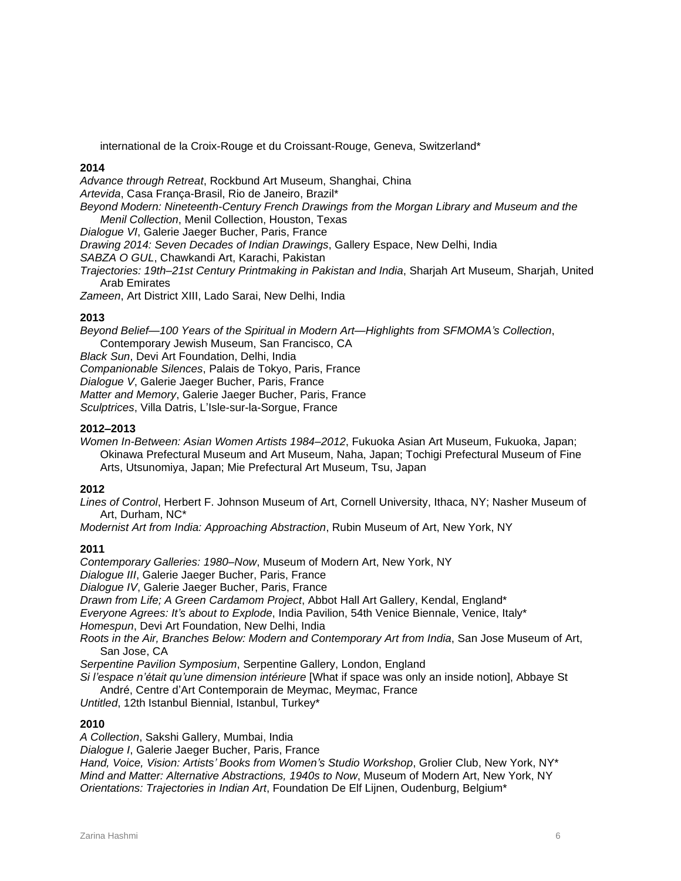international de la Croix-Rouge et du Croissant-Rouge, Geneva, Switzerland*

**2014**

*Advance through Retreat*, Rockbund Art Museum, Shanghai, China
*Artevida*, Casa França-Brasil, Rio de Janeiro, Brazil*
*Beyond Modern: Nineteenth-Century French Drawings from the Morgan Library and Museum and the Menil Collection*, Menil Collection, Houston, Texas
*Dialogue VI*, Galerie Jaeger Bucher, Paris, France
*Drawing 2014: Seven Decades of Indian Drawings*, Gallery Espace, New Delhi, India
*SABZA O GUL*, Chawkandi Art, Karachi, Pakistan
*Trajectories: 19th–21st Century Printmaking in Pakistan and India*, Sharjah Art Museum, Sharjah, United Arab Emirates
*Zameen*, Art District XIII, Lado Sarai, New Delhi, India

**2013**

*Beyond Belief—100 Years of the Spiritual in Modern Art—Highlights from SFMOMA's Collection*, Contemporary Jewish Museum, San Francisco, CA
*Black Sun*, Devi Art Foundation, Delhi, India
*Companionable Silences*, Palais de Tokyo, Paris, France
*Dialogue V*, Galerie Jaeger Bucher, Paris, France
*Matter and Memory*, Galerie Jaeger Bucher, Paris, France
*Sculptrices*, Villa Datris, L'Isle-sur-la-Sorgue, France

**2012–2013**

*Women In-Between: Asian Women Artists 1984–2012*, Fukuoka Asian Art Museum, Fukuoka, Japan; Okinawa Prefectural Museum and Art Museum, Naha, Japan; Tochigi Prefectural Museum of Fine Arts, Utsunomiya, Japan; Mie Prefectural Art Museum, Tsu, Japan

**2012**

*Lines of Control*, Herbert F. Johnson Museum of Art, Cornell University, Ithaca, NY; Nasher Museum of Art, Durham, NC*
*Modernist Art from India: Approaching Abstraction*, Rubin Museum of Art, New York, NY

**2011**

*Contemporary Galleries: 1980–Now*, Museum of Modern Art, New York, NY
*Dialogue III*, Galerie Jaeger Bucher, Paris, France
*Dialogue IV*, Galerie Jaeger Bucher, Paris, France
*Drawn from Life; A Green Cardamom Project*, Abbot Hall Art Gallery, Kendal, England*
*Everyone Agrees: It's about to Explode*, India Pavilion, 54th Venice Biennale, Venice, Italy*
*Homespun*, Devi Art Foundation, New Delhi, India
*Roots in the Air, Branches Below: Modern and Contemporary Art from India*, San Jose Museum of Art, San Jose, CA
*Serpentine Pavilion Symposium*, Serpentine Gallery, London, England
*Si l'espace n'était qu'une dimension intérieure* [What if space was only an inside notion], Abbaye St André, Centre d'Art Contemporain de Meymac, Meymac, France
*Untitled*, 12th Istanbul Biennial, Istanbul, Turkey*

**2010**

*A Collection*, Sakshi Gallery, Mumbai, India
*Dialogue I*, Galerie Jaeger Bucher, Paris, France
*Hand, Voice, Vision: Artists' Books from Women's Studio Workshop*, Grolier Club, New York, NY*
*Mind and Matter: Alternative Abstractions, 1940s to Now*, Museum of Modern Art, New York, NY
*Orientations: Trajectories in Indian Art*, Foundation De Elf Lijnen, Oudenburg, Belgium*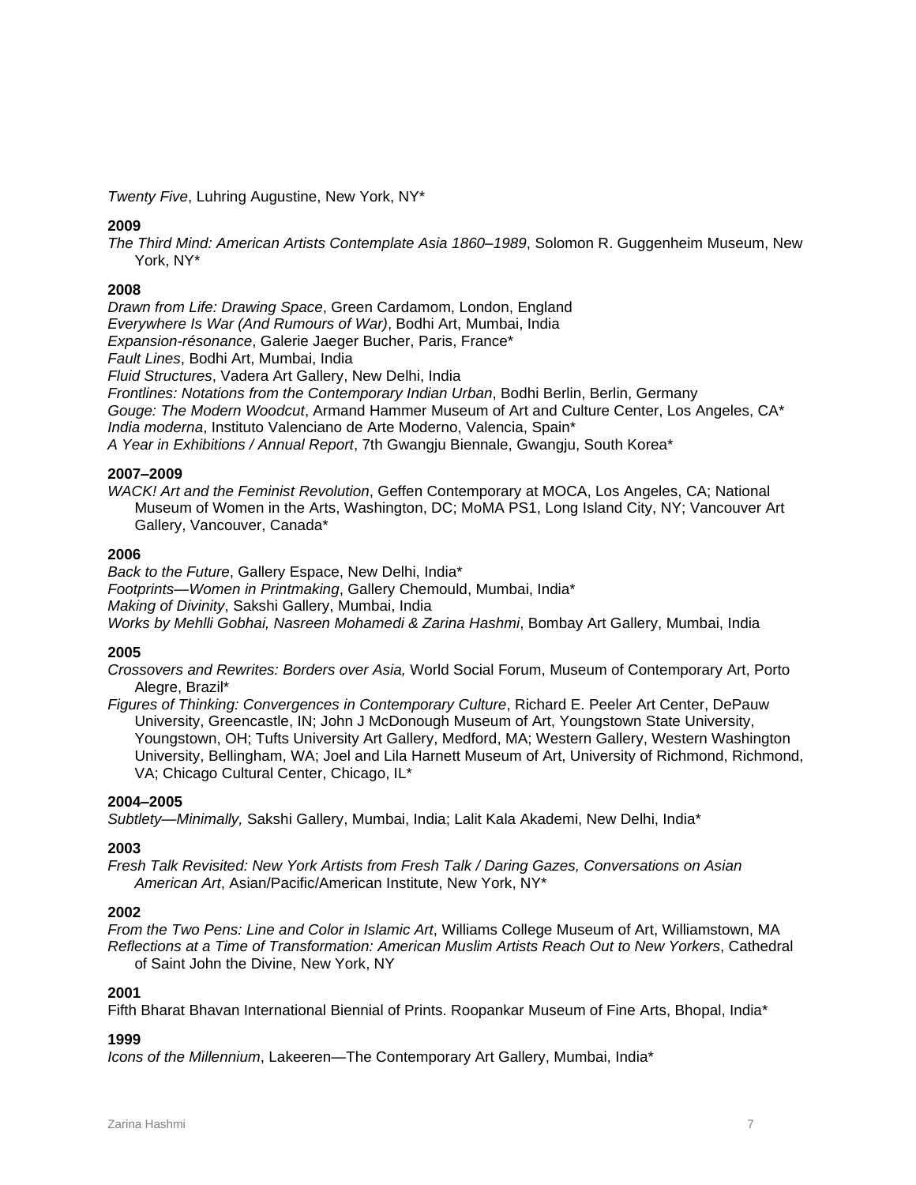*Twenty Five*, Luhring Augustine, New York, NY*

**2009**

*The Third Mind: American Artists Contemplate Asia 1860–1989*, Solomon R. Guggenheim Museum, New York, NY*

**2008**

*Drawn from Life: Drawing Space*, Green Cardamom, London, England
*Everywhere Is War (And Rumours of War)*, Bodhi Art, Mumbai, India
*Expansion-résonance*, Galerie Jaeger Bucher, Paris, France*
*Fault Lines*, Bodhi Art, Mumbai, India
*Fluid Structures*, Vadera Art Gallery, New Delhi, India
*Frontlines: Notations from the Contemporary Indian Urban*, Bodhi Berlin, Berlin, Germany
*Gouge: The Modern Woodcut*, Armand Hammer Museum of Art and Culture Center, Los Angeles, CA*
*India moderna*, Instituto Valenciano de Arte Moderno, Valencia, Spain*
*A Year in Exhibitions / Annual Report*, 7th Gwangju Biennale, Gwangju, South Korea*

**2007–2009**

*WACK! Art and the Feminist Revolution*, Geffen Contemporary at MOCA, Los Angeles, CA; National Museum of Women in the Arts, Washington, DC; MoMA PS1, Long Island City, NY; Vancouver Art Gallery, Vancouver, Canada*

**2006**

*Back to the Future*, Gallery Espace, New Delhi, India*
*Footprints—Women in Printmaking*, Gallery Chemould, Mumbai, India*
*Making of Divinity*, Sakshi Gallery, Mumbai, India
*Works by Mehlli Gobhai, Nasreen Mohamedi & Zarina Hashmi*, Bombay Art Gallery, Mumbai, India

**2005**

*Crossovers and Rewrites: Borders over Asia,* World Social Forum, Museum of Contemporary Art, Porto Alegre, Brazil*

*Figures of Thinking: Convergences in Contemporary Culture*, Richard E. Peeler Art Center, DePauw University, Greencastle, IN; John J McDonough Museum of Art, Youngstown State University, Youngstown, OH; Tufts University Art Gallery, Medford, MA; Western Gallery, Western Washington University, Bellingham, WA; Joel and Lila Harnett Museum of Art, University of Richmond, Richmond, VA; Chicago Cultural Center, Chicago, IL*

**2004–2005**

*Subtlety—Minimally,* Sakshi Gallery, Mumbai, India; Lalit Kala Akademi, New Delhi, India*

**2003**

*Fresh Talk Revisited: New York Artists from Fresh Talk / Daring Gazes, Conversations on Asian American Art*, Asian/Pacific/American Institute, New York, NY*

**2002**

*From the Two Pens: Line and Color in Islamic Art*, Williams College Museum of Art, Williamstown, MA
*Reflections at a Time of Transformation: American Muslim Artists Reach Out to New Yorkers*, Cathedral of Saint John the Divine, New York, NY

**2001**

Fifth Bharat Bhavan International Biennial of Prints. Roopankar Museum of Fine Arts, Bhopal, India*

**1999**

*Icons of the Millennium*, Lakeeren—The Contemporary Art Gallery, Mumbai, India*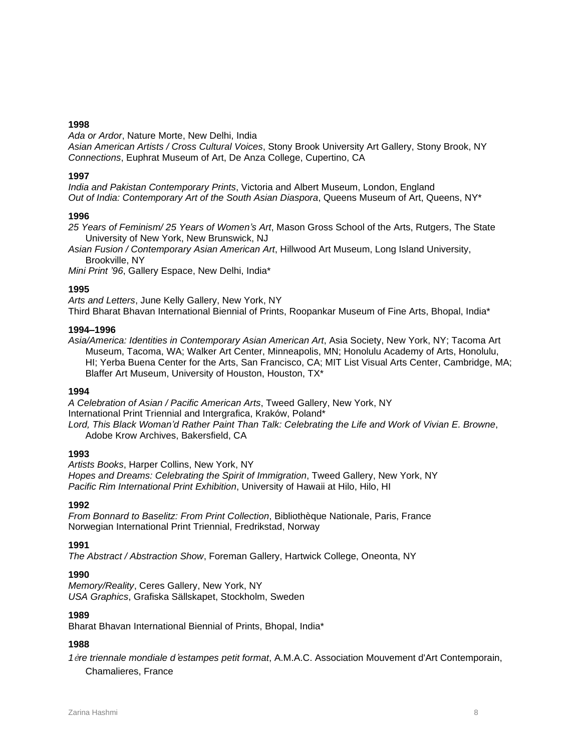**1998**

*Ada or Ardor*, Nature Morte, New Delhi, India
*Asian American Artists / Cross Cultural Voices*, Stony Brook University Art Gallery, Stony Brook, NY
*Connections*, Euphrat Museum of Art, De Anza College, Cupertino, CA

**1997**

*India and Pakistan Contemporary Prints*, Victoria and Albert Museum, London, England
*Out of India: Contemporary Art of the South Asian Diaspora*, Queens Museum of Art, Queens, NY*

**1996**

*25 Years of Feminism/ 25 Years of Women's Art*, Mason Gross School of the Arts, Rutgers, The State University of New York, New Brunswick, NJ
*Asian Fusion / Contemporary Asian American Art*, Hillwood Art Museum, Long Island University, Brookville, NY
*Mini Print '96*, Gallery Espace, New Delhi, India*

**1995**

*Arts and Letters*, June Kelly Gallery, New York, NY
Third Bharat Bhavan International Biennial of Prints, Roopankar Museum of Fine Arts, Bhopal, India*

**1994–1996**

*Asia/America: Identities in Contemporary Asian American Art*, Asia Society, New York, NY; Tacoma Art Museum, Tacoma, WA; Walker Art Center, Minneapolis, MN; Honolulu Academy of Arts, Honolulu, HI; Yerba Buena Center for the Arts, San Francisco, CA; MIT List Visual Arts Center, Cambridge, MA; Blaffer Art Museum, University of Houston, Houston, TX*

**1994**

*A Celebration of Asian / Pacific American Arts*, Tweed Gallery, New York, NY
International Print Triennial and Intergrafica, Kraków, Poland*
*Lord, This Black Woman'd Rather Paint Than Talk: Celebrating the Life and Work of Vivian E. Browne*, Adobe Krow Archives, Bakersfield, CA

**1993**

*Artists Books*, Harper Collins, New York, NY
*Hopes and Dreams: Celebrating the Spirit of Immigration*, Tweed Gallery, New York, NY
*Pacific Rim International Print Exhibition*, University of Hawaii at Hilo, Hilo, HI

**1992**

*From Bonnard to Baselitz: From Print Collection*, Bibliothèque Nationale, Paris, France
Norwegian International Print Triennial, Fredrikstad, Norway

**1991**

*The Abstract / Abstraction Show*, Foreman Gallery, Hartwick College, Oneonta, NY

**1990**

*Memory/Reality*, Ceres Gallery, New York, NY
*USA Graphics*, Grafiska Sällskapet, Stockholm, Sweden

**1989**

Bharat Bhavan International Biennial of Prints, Bhopal, India*

**1988**

*1ère triennale mondiale d'estampes petit format*, A.M.A.C. Association Mouvement d'Art Contemporain, Chamalieres, France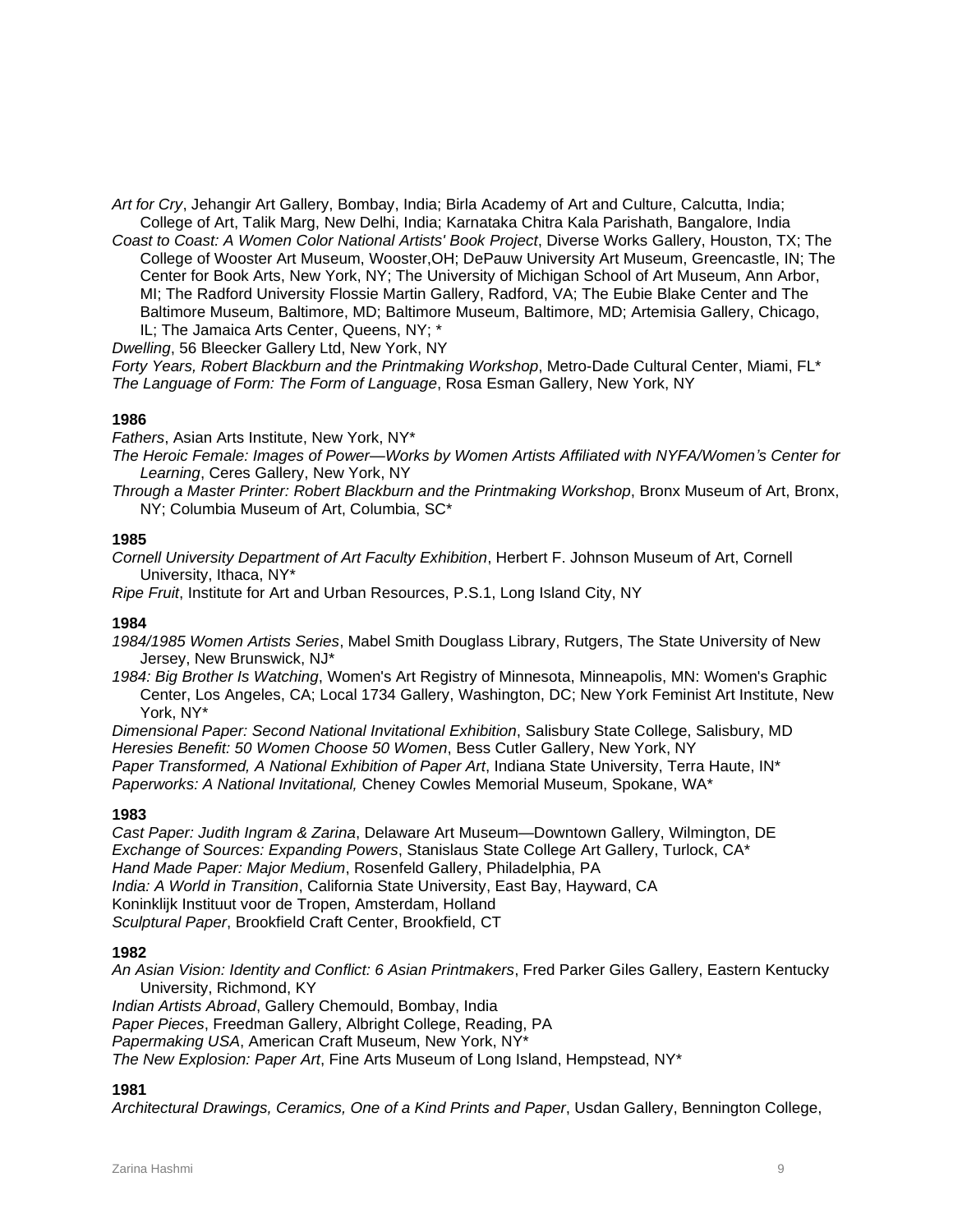*Art for Cry*, Jehangir Art Gallery, Bombay, India; Birla Academy of Art and Culture, Calcutta, India; College of Art, Talik Marg, New Delhi, India; Karnataka Chitra Kala Parishath, Bangalore, India

*Coast to Coast: A Women Color National Artists' Book Project*, Diverse Works Gallery, Houston, TX; The College of Wooster Art Museum, Wooster,OH; DePauw University Art Museum, Greencastle, IN; The Center for Book Arts, New York, NY; The University of Michigan School of Art Museum, Ann Arbor, MI; The Radford University Flossie Martin Gallery, Radford, VA; The Eubie Blake Center and The Baltimore Museum, Baltimore, MD; Baltimore Museum, Baltimore, MD; Artemisia Gallery, Chicago, IL; The Jamaica Arts Center, Queens, NY; *

*Dwelling*, 56 Bleecker Gallery Ltd, New York, NY

*Forty Years, Robert Blackburn and the Printmaking Workshop*, Metro-Dade Cultural Center, Miami, FL*

*The Language of Form: The Form of Language*, Rosa Esman Gallery, New York, NY

**1986**

*Fathers*, Asian Arts Institute, New York, NY*

*The Heroic Female: Images of Power—Works by Women Artists Affiliated with NYFA/Women's Center for Learning*, Ceres Gallery, New York, NY

*Through a Master Printer: Robert Blackburn and the Printmaking Workshop*, Bronx Museum of Art, Bronx, NY; Columbia Museum of Art, Columbia, SC*

**1985**

*Cornell University Department of Art Faculty Exhibition*, Herbert F. Johnson Museum of Art, Cornell University, Ithaca, NY*

*Ripe Fruit*, Institute for Art and Urban Resources, P.S.1, Long Island City, NY

**1984**

*1984/1985 Women Artists Series*, Mabel Smith Douglass Library, Rutgers, The State University of New Jersey, New Brunswick, NJ*

*1984: Big Brother Is Watching*, Women's Art Registry of Minnesota, Minneapolis, MN: Women's Graphic Center, Los Angeles, CA; Local 1734 Gallery, Washington, DC; New York Feminist Art Institute, New York, NY*

*Dimensional Paper: Second National Invitational Exhibition*, Salisbury State College, Salisbury, MD

*Heresies Benefit: 50 Women Choose 50 Women*, Bess Cutler Gallery, New York, NY

*Paper Transformed, A National Exhibition of Paper Art*, Indiana State University, Terra Haute, IN*

*Paperworks: A National Invitational,* Cheney Cowles Memorial Museum, Spokane, WA*

**1983**

*Cast Paper: Judith Ingram & Zarina*, Delaware Art Museum—Downtown Gallery, Wilmington, DE

*Exchange of Sources: Expanding Powers*, Stanislaus State College Art Gallery, Turlock, CA*

*Hand Made Paper: Major Medium*, Rosenfeld Gallery, Philadelphia, PA

*India: A World in Transition*, California State University, East Bay, Hayward, CA

Koninklijk Instituut voor de Tropen, Amsterdam, Holland

*Sculptural Paper*, Brookfield Craft Center, Brookfield, CT

**1982**

*An Asian Vision: Identity and Conflict: 6 Asian Printmakers*, Fred Parker Giles Gallery, Eastern Kentucky University, Richmond, KY

*Indian Artists Abroad*, Gallery Chemould, Bombay, India

*Paper Pieces*, Freedman Gallery, Albright College, Reading, PA

*Papermaking USA*, American Craft Museum, New York, NY*

*The New Explosion: Paper Art*, Fine Arts Museum of Long Island, Hempstead, NY*

**1981**

*Architectural Drawings, Ceramics, One of a Kind Prints and Paper*, Usdan Gallery, Bennington College,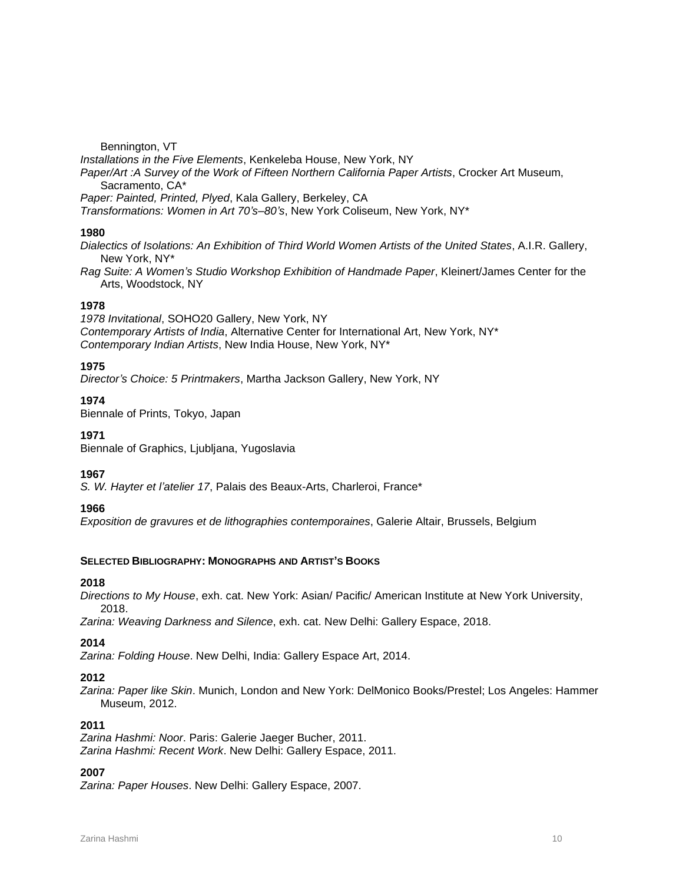Bennington, VT

*Installations in the Five Elements*, Kenkeleba House, New York, NY

*Paper/Art :A Survey of the Work of Fifteen Northern California Paper Artists*, Crocker Art Museum, Sacramento, CA*

*Paper: Painted, Printed, Plyed*, Kala Gallery, Berkeley, CA

*Transformations: Women in Art 70's–80's*, New York Coliseum, New York, NY*

**1980**

*Dialectics of Isolations: An Exhibition of Third World Women Artists of the United States*, A.I.R. Gallery, New York, NY*

*Rag Suite: A Women's Studio Workshop Exhibition of Handmade Paper*, Kleinert/James Center for the Arts, Woodstock, NY

**1978**

*1978 Invitational*, SOHO20 Gallery, New York, NY

*Contemporary Artists of India*, Alternative Center for International Art, New York, NY*

*Contemporary Indian Artists*, New India House, New York, NY*

**1975**

*Director's Choice: 5 Printmakers*, Martha Jackson Gallery, New York, NY

**1974**

Biennale of Prints, Tokyo, Japan

**1971**

Biennale of Graphics, Ljubljana, Yugoslavia

**1967**

*S. W. Hayter et l'atelier 17*, Palais des Beaux-Arts, Charleroi, France*

**1966**

*Exposition de gravures et de lithographies contemporaines*, Galerie Altair, Brussels, Belgium

## SELECTED BIBLIOGRAPHY: MONOGRAPHS AND ARTIST'S BOOKS

**2018**

*Directions to My House*, exh. cat. New York: Asian/ Pacific/ American Institute at New York University, 2018.

*Zarina: Weaving Darkness and Silence*, exh. cat. New Delhi: Gallery Espace, 2018.

**2014**

*Zarina: Folding House*. New Delhi, India: Gallery Espace Art, 2014.

**2012**

*Zarina: Paper like Skin*. Munich, London and New York: DelMonico Books/Prestel; Los Angeles: Hammer Museum, 2012.

**2011**

*Zarina Hashmi: Noor*. Paris: Galerie Jaeger Bucher, 2011.

*Zarina Hashmi: Recent Work*. New Delhi: Gallery Espace, 2011.

**2007**

*Zarina: Paper Houses*. New Delhi: Gallery Espace, 2007.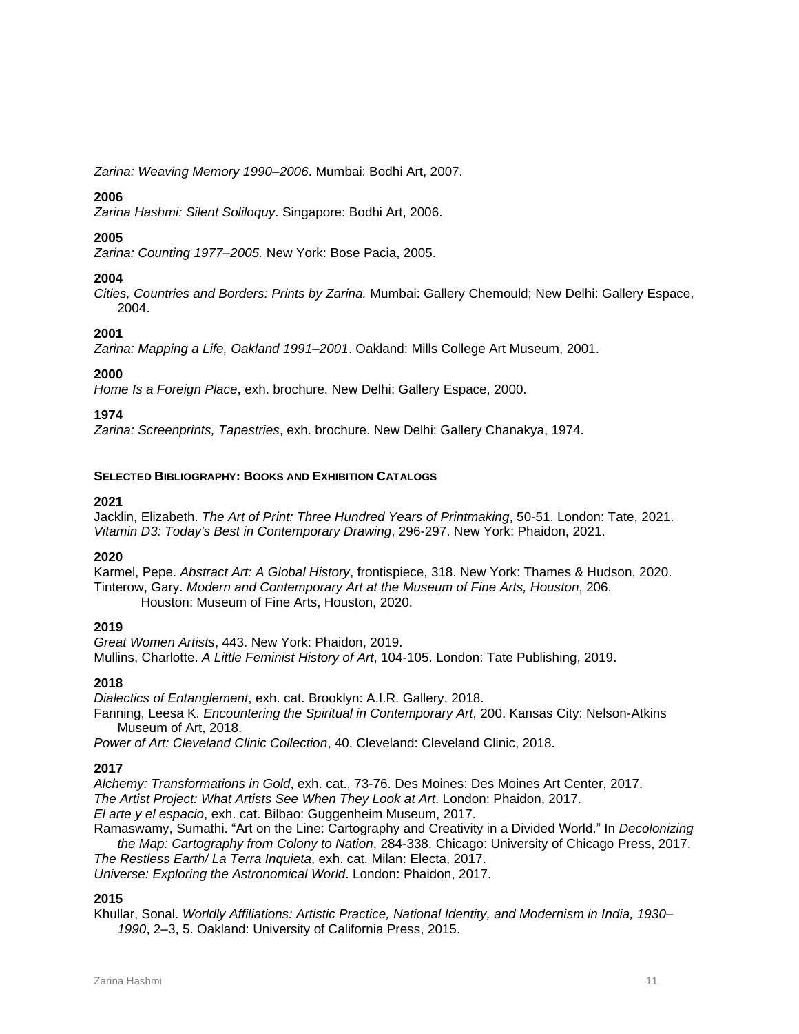*Zarina: Weaving Memory 1990–2006*. Mumbai: Bodhi Art, 2007.

**2006**
*Zarina Hashmi: Silent Soliloquy*. Singapore: Bodhi Art, 2006.

**2005**
*Zarina: Counting 1977–2005.* New York: Bose Pacia, 2005.

**2004**
*Cities, Countries and Borders: Prints by Zarina.* Mumbai: Gallery Chemould; New Delhi: Gallery Espace, 2004.

**2001**
*Zarina: Mapping a Life, Oakland 1991–2001*. Oakland: Mills College Art Museum, 2001.

**2000**
*Home Is a Foreign Place*, exh. brochure. New Delhi: Gallery Espace, 2000.

**1974**
*Zarina: Screenprints, Tapestries*, exh. brochure. New Delhi: Gallery Chanakya, 1974.

#### SELECTED BIBLIOGRAPHY: BOOKS AND EXHIBITION CATALOGS

**2021**
Jacklin, Elizabeth. *The Art of Print: Three Hundred Years of Printmaking*, 50-51. London: Tate, 2021.
*Vitamin D3: Today's Best in Contemporary Drawing*, 296-297. New York: Phaidon, 2021.

**2020**
Karmel, Pepe. *Abstract Art: A Global History*, frontispiece, 318. New York: Thames & Hudson, 2020.
Tinterow, Gary. *Modern and Contemporary Art at the Museum of Fine Arts, Houston*, 206. Houston: Museum of Fine Arts, Houston, 2020.

**2019**
*Great Women Artists*, 443. New York: Phaidon, 2019.
Mullins, Charlotte. *A Little Feminist History of Art*, 104-105. London: Tate Publishing, 2019.

**2018**
*Dialectics of Entanglement*, exh. cat. Brooklyn: A.I.R. Gallery, 2018.
Fanning, Leesa K. *Encountering the Spiritual in Contemporary Art*, 200. Kansas City: Nelson-Atkins Museum of Art, 2018.
*Power of Art: Cleveland Clinic Collection*, 40. Cleveland: Cleveland Clinic, 2018.

**2017**
*Alchemy: Transformations in Gold*, exh. cat., 73-76. Des Moines: Des Moines Art Center, 2017.
*The Artist Project: What Artists See When They Look at Art*. London: Phaidon, 2017.
*El arte y el espacio*, exh. cat. Bilbao: Guggenheim Museum, 2017.
Ramaswamy, Sumathi. "Art on the Line: Cartography and Creativity in a Divided World." In *Decolonizing the Map: Cartography from Colony to Nation*, 284-338. Chicago: University of Chicago Press, 2017.
*The Restless Earth/ La Terra Inquieta*, exh. cat. Milan: Electa, 2017.
*Universe: Exploring the Astronomical World*. London: Phaidon, 2017.

**2015**
Khullar, Sonal. *Worldly Affiliations: Artistic Practice, National Identity, and Modernism in India, 1930–1990*, 2–3, 5. Oakland: University of California Press, 2015.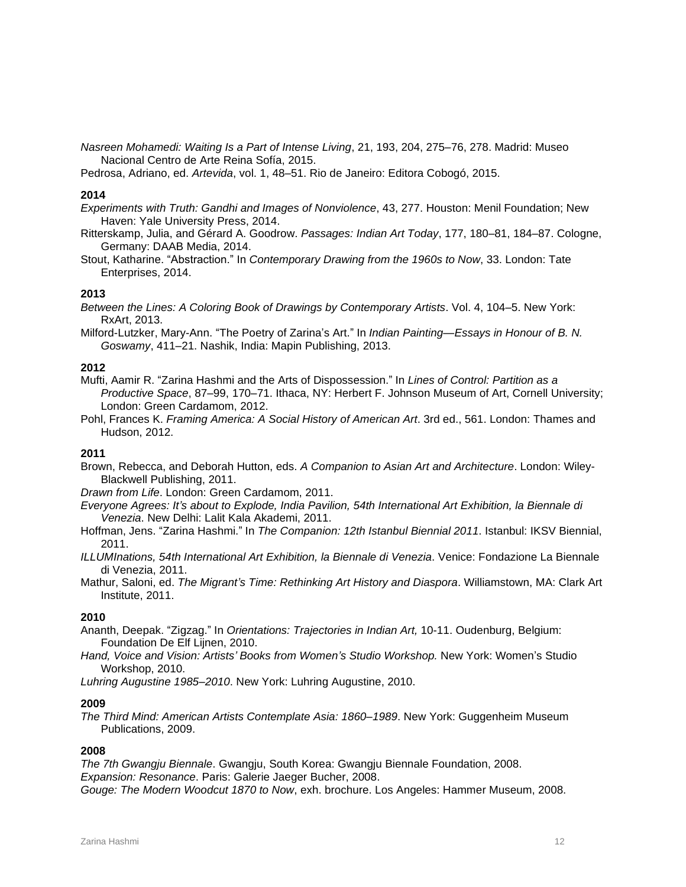*Nasreen Mohamedi: Waiting Is a Part of Intense Living*, 21, 193, 204, 275–76, 278. Madrid: Museo Nacional Centro de Arte Reina Sofía, 2015.

Pedrosa, Adriano, ed. *Artevida*, vol. 1, 48–51. Rio de Janeiro: Editora Cobogó, 2015.

**2014**

*Experiments with Truth: Gandhi and Images of Nonviolence*, 43, 277. Houston: Menil Foundation; New Haven: Yale University Press, 2014.

Ritterskamp, Julia, and Gérard A. Goodrow. *Passages: Indian Art Today*, 177, 180–81, 184–87. Cologne, Germany: DAAB Media, 2014.

Stout, Katharine. "Abstraction." In *Contemporary Drawing from the 1960s to Now*, 33. London: Tate Enterprises, 2014.

**2013**

*Between the Lines: A Coloring Book of Drawings by Contemporary Artists*. Vol. 4, 104–5. New York: RxArt, 2013.

Milford-Lutzker, Mary-Ann. "The Poetry of Zarina's Art." In *Indian Painting—Essays in Honour of B. N. Goswamy*, 411–21. Nashik, India: Mapin Publishing, 2013.

**2012**

Mufti, Aamir R. "Zarina Hashmi and the Arts of Dispossession." In *Lines of Control: Partition as a Productive Space*, 87–99, 170–71. Ithaca, NY: Herbert F. Johnson Museum of Art, Cornell University; London: Green Cardamom, 2012.

Pohl, Frances K. *Framing America: A Social History of American Art*. 3rd ed., 561. London: Thames and Hudson, 2012.

**2011**

Brown, Rebecca, and Deborah Hutton, eds. *A Companion to Asian Art and Architecture*. London: Wiley-Blackwell Publishing, 2011.

*Drawn from Life*. London: Green Cardamom, 2011.

*Everyone Agrees: It's about to Explode, India Pavilion, 54th International Art Exhibition, la Biennale di Venezia*. New Delhi: Lalit Kala Akademi, 2011.

Hoffman, Jens. "Zarina Hashmi." In *The Companion: 12th Istanbul Biennial 2011*. Istanbul: IKSV Biennial, 2011.

*ILLUMInations, 54th International Art Exhibition, la Biennale di Venezia*. Venice: Fondazione La Biennale di Venezia, 2011.

Mathur, Saloni, ed. *The Migrant's Time: Rethinking Art History and Diaspora*. Williamstown, MA: Clark Art Institute, 2011.

**2010**

Ananth, Deepak. "Zigzag." In *Orientations: Trajectories in Indian Art,* 10-11. Oudenburg, Belgium: Foundation De Elf Lijnen, 2010.

*Hand, Voice and Vision: Artists' Books from Women's Studio Workshop.* New York: Women's Studio Workshop, 2010.

*Luhring Augustine 1985–2010*. New York: Luhring Augustine, 2010.

**2009**

*The Third Mind: American Artists Contemplate Asia: 1860–1989*. New York: Guggenheim Museum Publications, 2009.

**2008**

*The 7th Gwangju Biennale*. Gwangju, South Korea: Gwangju Biennale Foundation, 2008.

*Expansion: Resonance*. Paris: Galerie Jaeger Bucher, 2008.

*Gouge: The Modern Woodcut 1870 to Now*, exh. brochure. Los Angeles: Hammer Museum, 2008.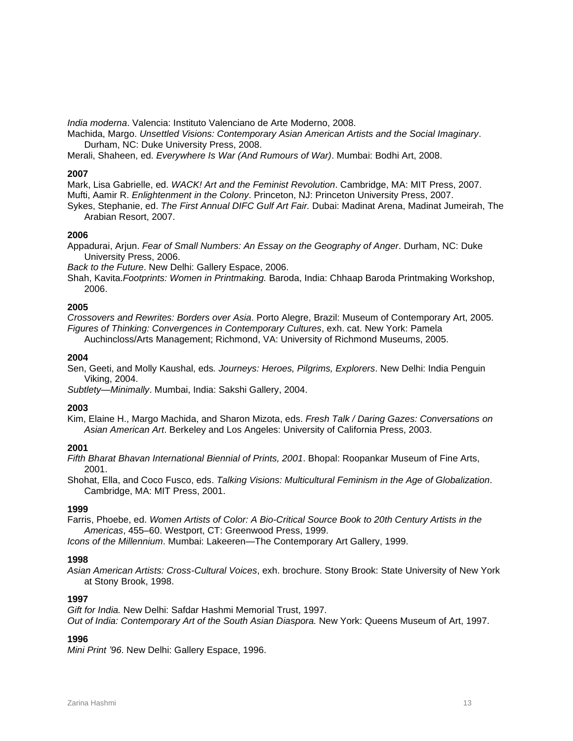*India moderna*. Valencia: Instituto Valenciano de Arte Moderno, 2008.

Machida, Margo. *Unsettled Visions: Contemporary Asian American Artists and the Social Imaginary*. Durham, NC: Duke University Press, 2008.

Merali, Shaheen, ed. *Everywhere Is War (And Rumours of War)*. Mumbai: Bodhi Art, 2008.

**2007**

Mark, Lisa Gabrielle, ed. *WACK! Art and the Feminist Revolution*. Cambridge, MA: MIT Press, 2007.

Mufti, Aamir R. *Enlightenment in the Colony*. Princeton, NJ: Princeton University Press, 2007.

Sykes, Stephanie, ed. *The First Annual DIFC Gulf Art Fair.* Dubai: Madinat Arena, Madinat Jumeirah, The Arabian Resort, 2007.

**2006**

Appadurai, Arjun. *Fear of Small Numbers: An Essay on the Geography of Anger*. Durham, NC: Duke University Press, 2006.

*Back to the Future*. New Delhi: Gallery Espace, 2006.

Shah, Kavita.*Footprints: Women in Printmaking.* Baroda, India: Chhaap Baroda Printmaking Workshop, 2006.

**2005**

*Crossovers and Rewrites: Borders over Asia*. Porto Alegre, Brazil: Museum of Contemporary Art, 2005.

*Figures of Thinking: Convergences in Contemporary Cultures*, exh. cat. New York: Pamela Auchincloss/Arts Management; Richmond, VA: University of Richmond Museums, 2005.

**2004**

Sen, Geeti, and Molly Kaushal, eds*. Journeys: Heroes, Pilgrims, Explorers*. New Delhi: India Penguin Viking, 2004.

*Subtlety—Minimally*. Mumbai, India: Sakshi Gallery, 2004.

**2003**

Kim, Elaine H., Margo Machida, and Sharon Mizota, eds. *Fresh Talk / Daring Gazes: Conversations on Asian American Art*. Berkeley and Los Angeles: University of California Press, 2003.

**2001**

*Fifth Bharat Bhavan International Biennial of Prints, 2001*. Bhopal: Roopankar Museum of Fine Arts, 2001.

Shohat, Ella, and Coco Fusco, eds. *Talking Visions: Multicultural Feminism in the Age of Globalization*. Cambridge, MA: MIT Press, 2001.

**1999**

Farris, Phoebe, ed. *Women Artists of Color: A Bio-Critical Source Book to 20th Century Artists in the Americas*, 455–60. Westport, CT: Greenwood Press, 1999.

*Icons of the Millennium*. Mumbai: Lakeeren—The Contemporary Art Gallery, 1999.

**1998**

*Asian American Artists: Cross-Cultural Voices*, exh. brochure. Stony Brook: State University of New York at Stony Brook, 1998.

**1997**

*Gift for India.* New Delhi: Safdar Hashmi Memorial Trust, 1997.

*Out of India: Contemporary Art of the South Asian Diaspora.* New York: Queens Museum of Art, 1997.

**1996**

*Mini Print '96*. New Delhi: Gallery Espace, 1996.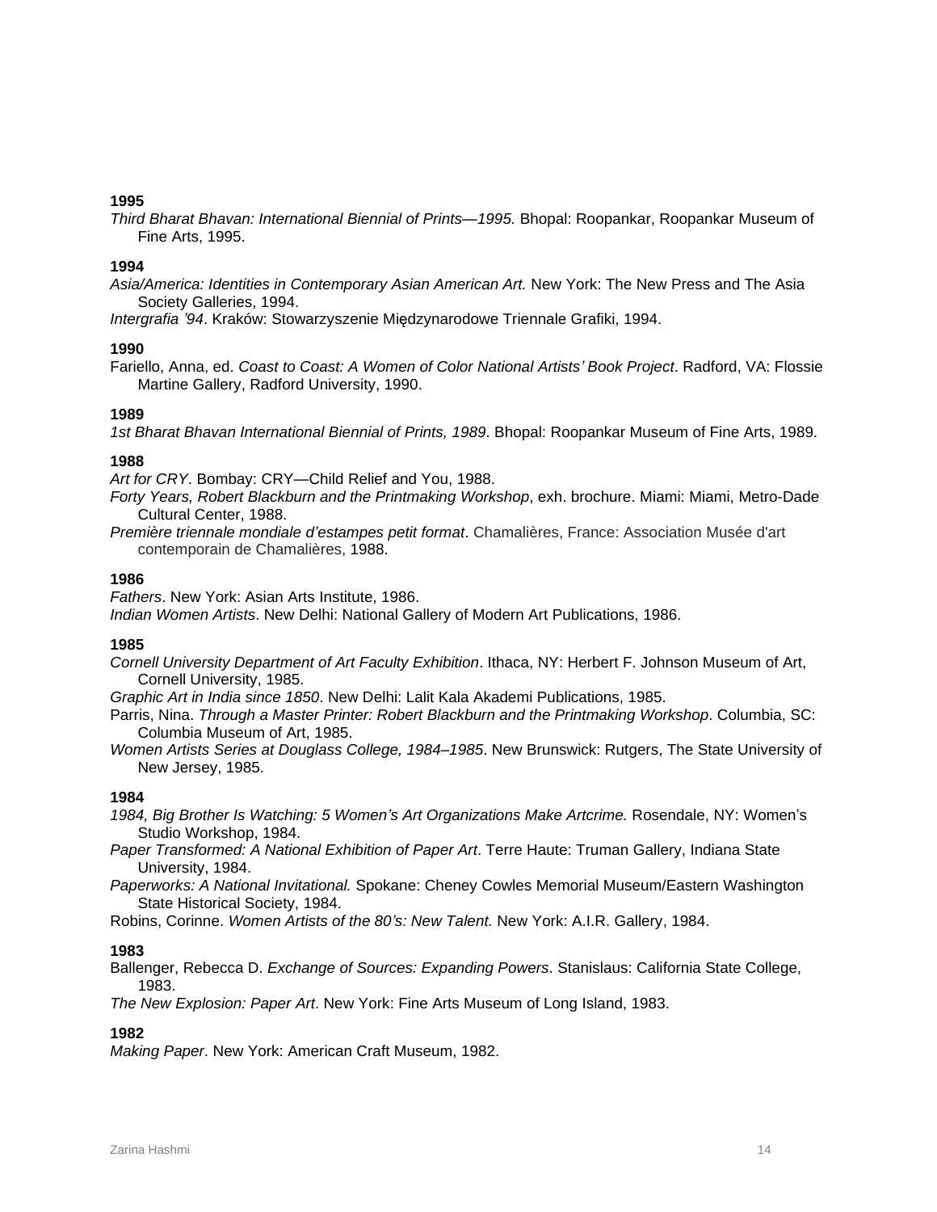**1995**

*Third Bharat Bhavan: International Biennial of Prints—1995.* Bhopal: Roopankar, Roopankar Museum of Fine Arts, 1995.

**1994**

*Asia/America: Identities in Contemporary Asian American Art.* New York: The New Press and The Asia Society Galleries, 1994.

*Intergrafia '94*. Kraków: Stowarzyszenie Międzynarodowe Triennale Grafiki, 1994.

**1990**

Fariello, Anna, ed. *Coast to Coast: A Women of Color National Artists' Book Project*. Radford, VA: Flossie Martine Gallery, Radford University, 1990.

**1989**

*1st Bharat Bhavan International Biennial of Prints, 1989*. Bhopal: Roopankar Museum of Fine Arts, 1989.

**1988**

*Art for CRY*. Bombay: CRY—Child Relief and You, 1988.

*Forty Years, Robert Blackburn and the Printmaking Workshop*, exh. brochure. Miami: Miami, Metro-Dade Cultural Center, 1988.

*Première triennale mondiale d'estampes petit format*. Chamalières, France: Association Musée d'art contemporain de Chamalières, 1988.

**1986**

*Fathers*. New York: Asian Arts Institute, 1986.

*Indian Women Artists*. New Delhi: National Gallery of Modern Art Publications, 1986.

**1985**

*Cornell University Department of Art Faculty Exhibition*. Ithaca, NY: Herbert F. Johnson Museum of Art, Cornell University, 1985.

*Graphic Art in India since 1850*. New Delhi: Lalit Kala Akademi Publications, 1985.

Parris, Nina. *Through a Master Printer: Robert Blackburn and the Printmaking Workshop*. Columbia, SC: Columbia Museum of Art, 1985.

*Women Artists Series at Douglass College, 1984–1985*. New Brunswick: Rutgers, The State University of New Jersey, 1985.

**1984**

*1984, Big Brother Is Watching: 5 Women's Art Organizations Make Artcrime.* Rosendale, NY: Women's Studio Workshop, 1984.

*Paper Transformed: A National Exhibition of Paper Art*. Terre Haute: Truman Gallery, Indiana State University, 1984.

*Paperworks: A National Invitational.* Spokane: Cheney Cowles Memorial Museum/Eastern Washington State Historical Society, 1984.

Robins, Corinne. *Women Artists of the 80's: New Talent.* New York: A.I.R. Gallery, 1984.

**1983**

Ballenger, Rebecca D. *Exchange of Sources: Expanding Powers*. Stanislaus: California State College, 1983.

*The New Explosion: Paper Art*. New York: Fine Arts Museum of Long Island, 1983.

**1982**

*Making Paper*. New York: American Craft Museum, 1982.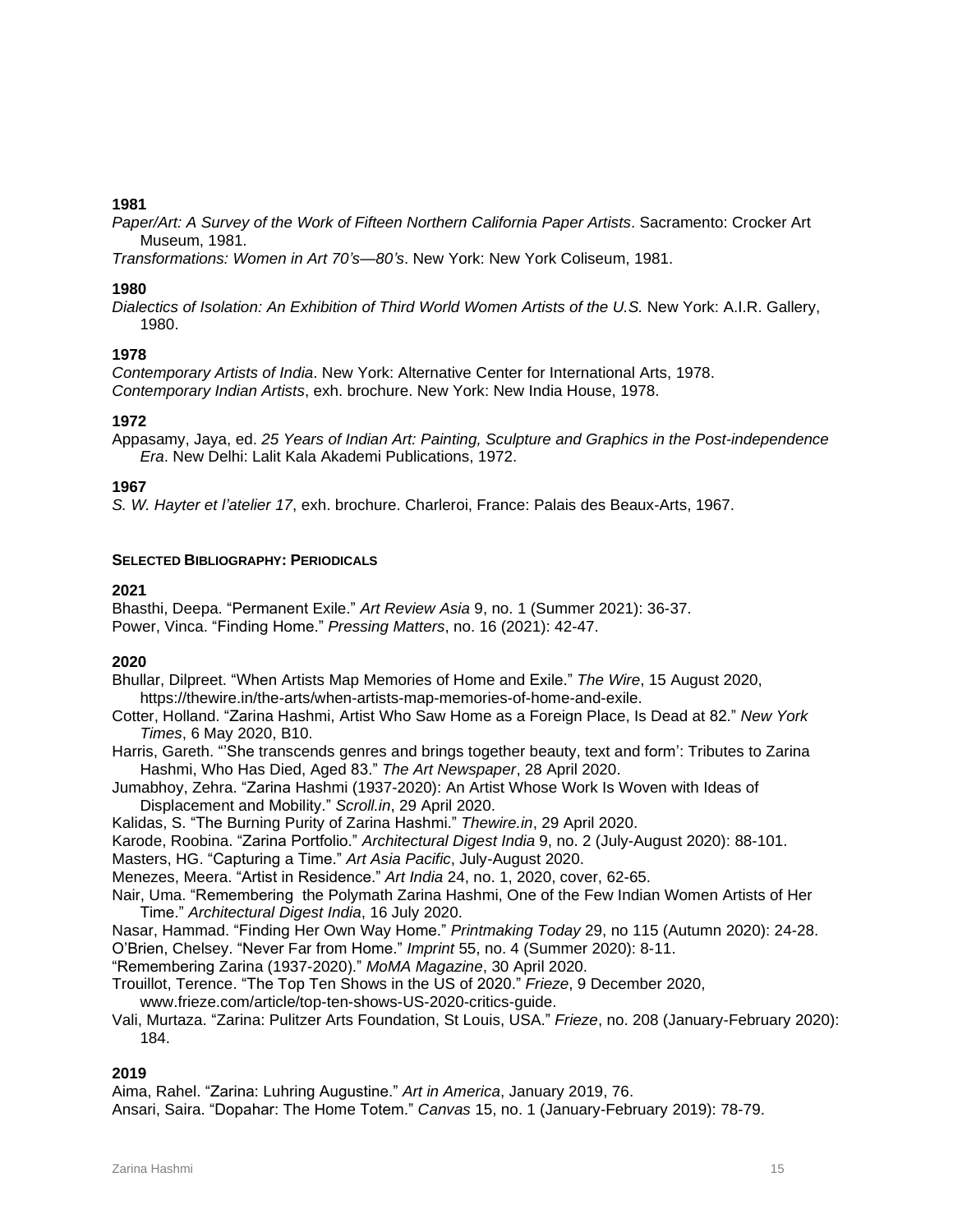### 1981

*Paper/Art: A Survey of the Work of Fifteen Northern California Paper Artists*. Sacramento: Crocker Art Museum, 1981.

*Transformations: Women in Art 70's—80's*. New York: New York Coliseum, 1981.

### 1980

*Dialectics of Isolation: An Exhibition of Third World Women Artists of the U.S.* New York: A.I.R. Gallery, 1980.

### 1978

*Contemporary Artists of India*. New York: Alternative Center for International Arts, 1978.

*Contemporary Indian Artists*, exh. brochure. New York: New India House, 1978.

### 1972

Appasamy, Jaya, ed. *25 Years of Indian Art: Painting, Sculpture and Graphics in the Post-independence Era*. New Delhi: Lalit Kala Akademi Publications, 1972.

### 1967

*S. W. Hayter et l'atelier 17*, exh. brochure. Charleroi, France: Palais des Beaux-Arts, 1967.

## Selected Bibliography: Periodicals

### 2021

Bhasthi, Deepa. "Permanent Exile." *Art Review Asia* 9, no. 1 (Summer 2021): 36-37.

Power, Vinca. "Finding Home." *Pressing Matters*, no. 16 (2021): 42-47.

### 2020

Bhullar, Dilpreet. "When Artists Map Memories of Home and Exile." *The Wire*, 15 August 2020, https://thewire.in/the-arts/when-artists-map-memories-of-home-and-exile.

Cotter, Holland. "Zarina Hashmi, Artist Who Saw Home as a Foreign Place, Is Dead at 82." *New York Times*, 6 May 2020, B10.

Harris, Gareth. "'She transcends genres and brings together beauty, text and form': Tributes to Zarina Hashmi, Who Has Died, Aged 83." *The Art Newspaper*, 28 April 2020.

Jumabhoy, Zehra. "Zarina Hashmi (1937-2020): An Artist Whose Work Is Woven with Ideas of Displacement and Mobility." *Scroll.in*, 29 April 2020.

Kalidas, S. "The Burning Purity of Zarina Hashmi." *Thewire.in*, 29 April 2020.

Karode, Roobina. "Zarina Portfolio." *Architectural Digest India* 9, no. 2 (July-August 2020): 88-101.

Masters, HG. "Capturing a Time." *Art Asia Pacific*, July-August 2020.

Menezes, Meera. "Artist in Residence." *Art India* 24, no. 1, 2020, cover, 62-65.

Nair, Uma. "Remembering  the Polymath Zarina Hashmi, One of the Few Indian Women Artists of Her Time." *Architectural Digest India*, 16 July 2020.

Nasar, Hammad. "Finding Her Own Way Home." *Printmaking Today* 29, no 115 (Autumn 2020): 24-28.

O'Brien, Chelsey. "Never Far from Home." *Imprint* 55, no. 4 (Summer 2020): 8-11.

"Remembering Zarina (1937-2020)." *MoMA Magazine*, 30 April 2020.

Trouillot, Terence. "The Top Ten Shows in the US of 2020." *Frieze*, 9 December 2020, www.frieze.com/article/top-ten-shows-US-2020-critics-guide.

Vali, Murtaza. "Zarina: Pulitzer Arts Foundation, St Louis, USA." *Frieze*, no. 208 (January-February 2020): 184.

### 2019

Aima, Rahel. "Zarina: Luhring Augustine." *Art in America*, January 2019, 76.

Ansari, Saira. "Dopahar: The Home Totem." *Canvas* 15, no. 1 (January-February 2019): 78-79.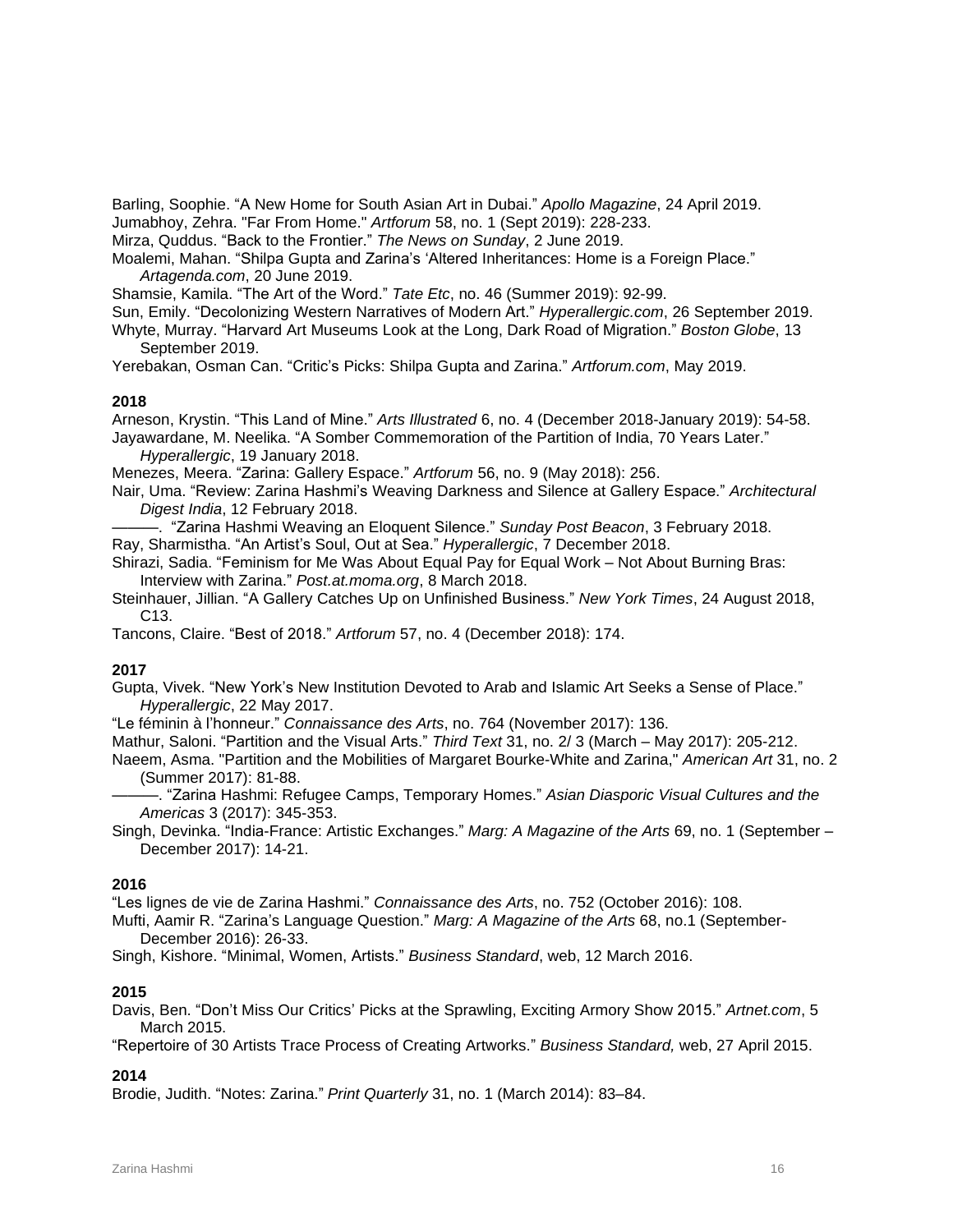Barling, Soophie. “A New Home for South Asian Art in Dubai.” *Apollo Magazine*, 24 April 2019.

Jumabhoy, Zehra. "Far From Home." *Artforum* 58, no. 1 (Sept 2019): 228-233.

Mirza, Quddus. “Back to the Frontier.” *The News on Sunday*, 2 June 2019.

Moalemi, Mahan. “Shilpa Gupta and Zarina’s ‘Altered Inheritances: Home is a Foreign Place.” *Artagenda.com*, 20 June 2019.

Shamsie, Kamila. “The Art of the Word.” *Tate Etc*, no. 46 (Summer 2019): 92-99.

Sun, Emily. “Decolonizing Western Narratives of Modern Art.” *Hyperallergic.com*, 26 September 2019.

Whyte, Murray. “Harvard Art Museums Look at the Long, Dark Road of Migration.” *Boston Globe*, 13 September 2019.

Yerebakan, Osman Can. “Critic’s Picks: Shilpa Gupta and Zarina.” *Artforum.com*, May 2019.

**2018**

Arneson, Krystin. “This Land of Mine.” *Arts Illustrated* 6, no. 4 (December 2018-January 2019): 54-58.

Jayawardane, M. Neelika. “A Somber Commemoration of the Partition of India, 70 Years Later.” *Hyperallergic*, 19 January 2018.

Menezes, Meera. “Zarina: Gallery Espace.” *Artforum* 56, no. 9 (May 2018): 256.

Nair, Uma. “Review: Zarina Hashmi’s Weaving Darkness and Silence at Gallery Espace.” *Architectural Digest India*, 12 February 2018.

———. “Zarina Hashmi Weaving an Eloquent Silence.” *Sunday Post Beacon*, 3 February 2018.

Ray, Sharmistha. “An Artist’s Soul, Out at Sea.” *Hyperallergic*, 7 December 2018.

Shirazi, Sadia. “Feminism for Me Was About Equal Pay for Equal Work – Not About Burning Bras: Interview with Zarina.” *Post.at.moma.org*, 8 March 2018.

Steinhauer, Jillian. “A Gallery Catches Up on Unfinished Business.” *New York Times*, 24 August 2018, C13.

Tancons, Claire. “Best of 2018.” *Artforum* 57, no. 4 (December 2018): 174.

**2017**

Gupta, Vivek. “New York’s New Institution Devoted to Arab and Islamic Art Seeks a Sense of Place.” *Hyperallergic*, 22 May 2017.

“Le féminin à l’honneur.” *Connaissance des Arts*, no. 764 (November 2017): 136.

Mathur, Saloni. “Partition and the Visual Arts.” *Third Text* 31, no. 2/ 3 (March – May 2017): 205-212.

Naeem, Asma. "Partition and the Mobilities of Margaret Bourke-White and Zarina," *American Art* 31, no. 2 (Summer 2017): 81-88.

———. “Zarina Hashmi: Refugee Camps, Temporary Homes.” *Asian Diasporic Visual Cultures and the Americas* 3 (2017): 345-353.

Singh, Devinka. “India-France: Artistic Exchanges.” *Marg: A Magazine of the Arts* 69, no. 1 (September – December 2017): 14-21.

**2016**

“Les lignes de vie de Zarina Hashmi.” *Connaissance des Arts*, no. 752 (October 2016): 108.

Mufti, Aamir R. “Zarina’s Language Question.” *Marg: A Magazine of the Arts* 68, no.1 (September-December 2016): 26-33.

Singh, Kishore. “Minimal, Women, Artists.” *Business Standard*, web, 12 March 2016.

**2015**

Davis, Ben. “Don’t Miss Our Critics’ Picks at the Sprawling, Exciting Armory Show 2015.” *Artnet.com*, 5 March 2015.

“Repertoire of 30 Artists Trace Process of Creating Artworks.” *Business Standard,* web, 27 April 2015.

**2014**

Brodie, Judith. “Notes: Zarina.” *Print Quarterly* 31, no. 1 (March 2014): 83–84.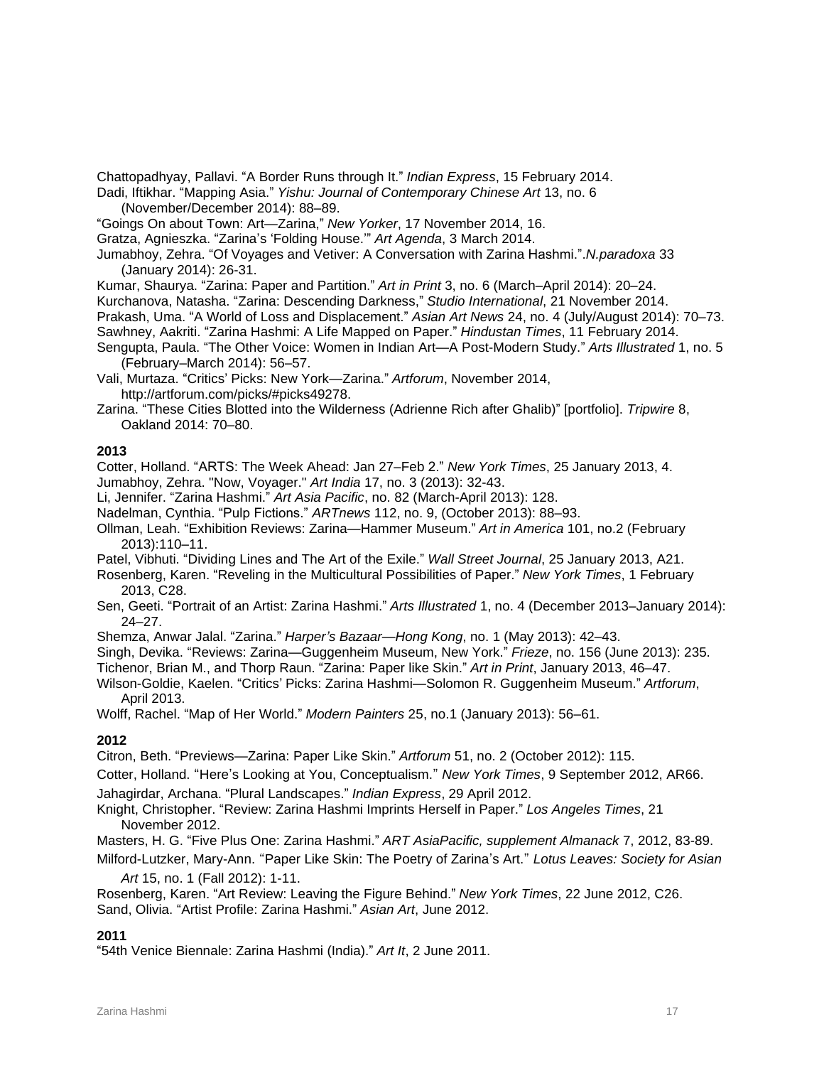Chattopadhyay, Pallavi. “A Border Runs through It.” *Indian Express*, 15 February 2014.

Dadi, Iftikhar. “Mapping Asia.” *Yishu: Journal of Contemporary Chinese Art* 13, no. 6 (November/December 2014): 88–89.

“Goings On about Town: Art—Zarina,” *New Yorker*, 17 November 2014, 16.

Gratza, Agnieszka. “Zarina’s ‘Folding House.’” *Art Agenda*, 3 March 2014.

Jumabhoy, Zehra. “Of Voyages and Vetiver: A Conversation with Zarina Hashmi.”.*N.paradoxa* 33 (January 2014): 26-31.

Kumar, Shaurya. “Zarina: Paper and Partition.” *Art in Print* 3, no. 6 (March–April 2014): 20–24.

Kurchanova, Natasha. “Zarina: Descending Darkness,” *Studio International*, 21 November 2014.

Prakash, Uma. “A World of Loss and Displacement.” *Asian Art News* 24, no. 4 (July/August 2014): 70–73.

Sawhney, Aakriti. “Zarina Hashmi: A Life Mapped on Paper.” *Hindustan Times*, 11 February 2014.

Sengupta, Paula. “The Other Voice: Women in Indian Art—A Post-Modern Study.” *Arts Illustrated* 1, no. 5 (February–March 2014): 56–57.

Vali, Murtaza. “Critics’ Picks: New York—Zarina.” *Artforum*, November 2014, http://artforum.com/picks/#picks49278.

Zarina. “These Cities Blotted into the Wilderness (Adrienne Rich after Ghalib)” [portfolio]. *Tripwire* 8, Oakland 2014: 70–80.

**2013**

Cotter, Holland. “ARTS: The Week Ahead: Jan 27–Feb 2.” *New York Times*, 25 January 2013, 4.

Jumabhoy, Zehra. "Now, Voyager." *Art India* 17, no. 3 (2013): 32-43.

Li, Jennifer. “Zarina Hashmi.” *Art Asia Pacific*, no. 82 (March-April 2013): 128.

Nadelman, Cynthia. “Pulp Fictions.” *ARTnews* 112, no. 9, (October 2013): 88–93.

Ollman, Leah. “Exhibition Reviews: Zarina—Hammer Museum.” *Art in America* 101, no.2 (February 2013):110–11.

Patel, Vibhuti. “Dividing Lines and The Art of the Exile.” *Wall Street Journal*, 25 January 2013, A21.

Rosenberg, Karen. “Reveling in the Multicultural Possibilities of Paper.” *New York Times*, 1 February 2013, C28.

Sen, Geeti. “Portrait of an Artist: Zarina Hashmi.” *Arts Illustrated* 1, no. 4 (December 2013–January 2014): 24–27.

Shemza, Anwar Jalal. “Zarina.” *Harper’s Bazaar—Hong Kong*, no. 1 (May 2013): 42–43.

Singh, Devika. “Reviews: Zarina—Guggenheim Museum, New York.” *Frieze*, no. 156 (June 2013): 235.

Tichenor, Brian M., and Thorp Raun. “Zarina: Paper like Skin.” *Art in Print*, January 2013, 46–47.

Wilson-Goldie, Kaelen. “Critics’ Picks: Zarina Hashmi—Solomon R. Guggenheim Museum.” *Artforum*, April 2013.

Wolff, Rachel. “Map of Her World.” *Modern Painters* 25, no.1 (January 2013): 56–61.

**2012**

Citron, Beth. “Previews—Zarina: Paper Like Skin.” *Artforum* 51, no. 2 (October 2012): 115.

Cotter, Holland. “Here’s Looking at You, Conceptualism.” *New York Times*, 9 September 2012, AR66.

Jahagirdar, Archana. “Plural Landscapes.” *Indian Express*, 29 April 2012.

Knight, Christopher. “Review: Zarina Hashmi Imprints Herself in Paper.” *Los Angeles Times*, 21 November 2012.

Masters, H. G. “Five Plus One: Zarina Hashmi.” *ART AsiaPacific, supplement Almanack* 7, 2012, 83-89.

Milford-Lutzker, Mary-Ann. “Paper Like Skin: The Poetry of Zarina’s Art.” *Lotus Leaves: Society for Asian Art* 15, no. 1 (Fall 2012): 1-11.

Rosenberg, Karen. “Art Review: Leaving the Figure Behind.” *New York Times*, 22 June 2012, C26.

Sand, Olivia. “Artist Profile: Zarina Hashmi.” *Asian Art*, June 2012.

**2011**

“54th Venice Biennale: Zarina Hashmi (India).” *Art It*, 2 June 2011.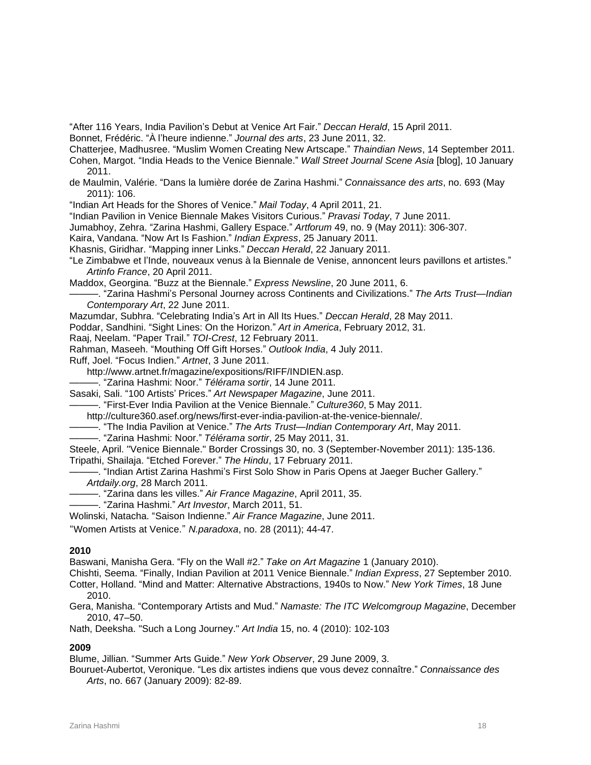"After 116 Years, India Pavilion's Debut at Venice Art Fair." *Deccan Herald*, 15 April 2011.

Bonnet, Frédéric. "À l'heure indienne." *Journal des arts*, 23 June 2011, 32.

Chatterjee, Madhusree. "Muslim Women Creating New Artscape." *Thaindian News*, 14 September 2011.

Cohen, Margot. "India Heads to the Venice Biennale." *Wall Street Journal Scene Asia* [blog], 10 January 2011.

de Maulmin, Valérie. "Dans la lumière dorée de Zarina Hashmi." *Connaissance des arts*, no. 693 (May 2011): 106.

"Indian Art Heads for the Shores of Venice." *Mail Today*, 4 April 2011, 21.

"Indian Pavilion in Venice Biennale Makes Visitors Curious." *Pravasi Today*, 7 June 2011.

Jumabhoy, Zehra. "Zarina Hashmi, Gallery Espace." *Artforum* 49, no. 9 (May 2011): 306-307.

Kaira, Vandana. "Now Art Is Fashion." *Indian Express*, 25 January 2011.

Khasnis, Giridhar. "Mapping inner Links." *Deccan Herald*, 22 January 2011.

"Le Zimbabwe et l'Inde, nouveaux venus à la Biennale de Venise, annoncent leurs pavillons et artistes." *Artinfo France*, 20 April 2011.

Maddox, Georgina. "Buzz at the Biennale." *Express Newsline*, 20 June 2011, 6.

———. "Zarina Hashmi's Personal Journey across Continents and Civilizations." *The Arts Trust—Indian Contemporary Art*, 22 June 2011.

Mazumdar, Subhra. "Celebrating India's Art in All Its Hues." *Deccan Herald*, 28 May 2011.

Poddar, Sandhini. "Sight Lines: On the Horizon." *Art in America*, February 2012, 31.

Raaj, Neelam. "Paper Trail." *TOI-Crest*, 12 February 2011.

Rahman, Maseeh. "Mouthing Off Gift Horses." *Outlook India*, 4 July 2011.

Ruff, Joel. "Focus Indien." *Artnet*, 3 June 2011. http://www.artnet.fr/magazine/expositions/RIFF/INDIEN.asp.

———. "Zarina Hashmi: Noor." *Télérama sortir*, 14 June 2011.

Sasaki, Sali. "100 Artists' Prices." *Art Newspaper Magazine*, June 2011.

———. "First-Ever India Pavilion at the Venice Biennale." *Culture360*, 5 May 2011. http://culture360.asef.org/news/first-ever-india-pavilion-at-the-venice-biennale/.

———. "The India Pavilion at Venice." *The Arts Trust—Indian Contemporary Art*, May 2011.

———. "Zarina Hashmi: Noor." *Télérama sortir*, 25 May 2011, 31.

Steele, April. "Venice Biennale." Border Crossings 30, no. 3 (September-November 2011): 135-136.

Tripathi, Shailaja. "Etched Forever." *The Hindu*, 17 February 2011.

———. "Indian Artist Zarina Hashmi's First Solo Show in Paris Opens at Jaeger Bucher Gallery." *Artdaily.org*, 28 March 2011.

———. "Zarina dans les villes." *Air France Magazine*, April 2011, 35.

———. "Zarina Hashmi." *Art Investor*, March 2011, 51.

Wolinski, Natacha. "Saison Indienne." *Air France Magazine*, June 2011.

"Women Artists at Venice." *N.paradoxa*, no. 28 (2011); 44-47.

**2010**

Baswani, Manisha Gera. "Fly on the Wall #2." *Take on Art Magazine* 1 (January 2010).

Chishti, Seema. "Finally, Indian Pavilion at 2011 Venice Biennale." *Indian Express*, 27 September 2010.

Cotter, Holland. "Mind and Matter: Alternative Abstractions, 1940s to Now." *New York Times*, 18 June 2010.

Gera, Manisha. "Contemporary Artists and Mud." *Namaste: The ITC Welcomgroup Magazine*, December 2010, 47–50.

Nath, Deeksha. "Such a Long Journey." *Art India* 15, no. 4 (2010): 102-103

**2009**

Blume, Jillian. "Summer Arts Guide." *New York Observer*, 29 June 2009, 3.

Bouruet-Aubertot, Veronique. "Les dix artistes indiens que vous devez connaître." *Connaissance des Arts*, no. 667 (January 2009): 82-89.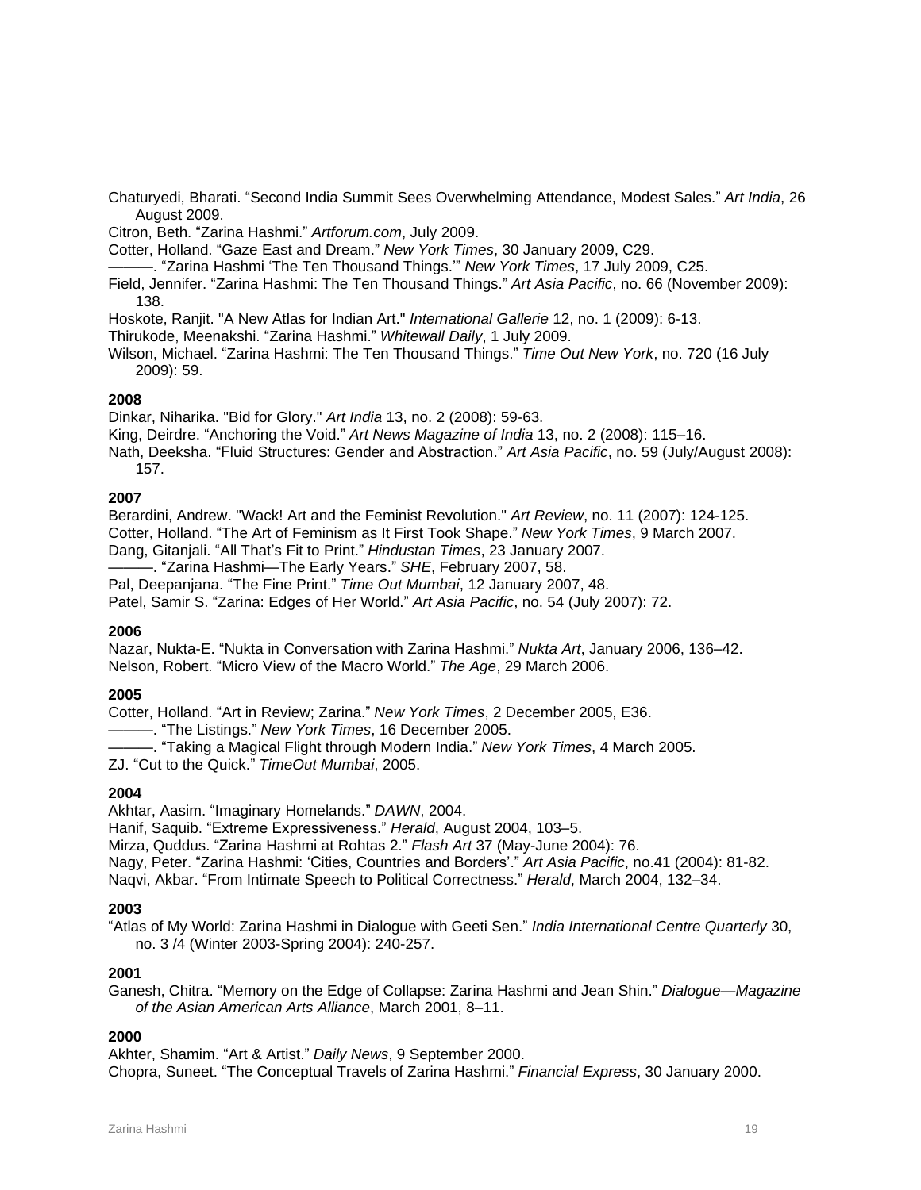Chaturyedi, Bharati. “Second India Summit Sees Overwhelming Attendance, Modest Sales.” *Art India*, 26 August 2009.

Citron, Beth. “Zarina Hashmi.” *Artforum.com*, July 2009.

Cotter, Holland. “Gaze East and Dream.” *New York Times*, 30 January 2009, C29.

———. “Zarina Hashmi ‘The Ten Thousand Things.’” *New York Times*, 17 July 2009, C25.

Field, Jennifer. “Zarina Hashmi: The Ten Thousand Things.” *Art Asia Pacific*, no. 66 (November 2009): 138.

Hoskote, Ranjit. "A New Atlas for Indian Art." *International Gallerie* 12, no. 1 (2009): 6-13.

Thirukode, Meenakshi. “Zarina Hashmi.” *Whitewall Daily*, 1 July 2009.

Wilson, Michael. “Zarina Hashmi: The Ten Thousand Things.” *Time Out New York*, no. 720 (16 July 2009): 59.

**2008**

Dinkar, Niharika. "Bid for Glory." *Art India* 13, no. 2 (2008): 59-63.

King, Deirdre. “Anchoring the Void.” *Art News Magazine of India* 13, no. 2 (2008): 115–16.

Nath, Deeksha. “Fluid Structures: Gender and Abstraction.” *Art Asia Pacific*, no. 59 (July/August 2008): 157.

**2007**

Berardini, Andrew. "Wack! Art and the Feminist Revolution." *Art Review*, no. 11 (2007): 124-125.

Cotter, Holland. “The Art of Feminism as It First Took Shape.” *New York Times*, 9 March 2007.

Dang, Gitanjali. “All That’s Fit to Print.” *Hindustan Times*, 23 January 2007.

———. “Zarina Hashmi—The Early Years.” *SHE*, February 2007, 58.

Pal, Deepanjana. “The Fine Print.” *Time Out Mumbai*, 12 January 2007, 48.

Patel, Samir S. “Zarina: Edges of Her World.” *Art Asia Pacific*, no. 54 (July 2007): 72.

**2006**

Nazar, Nukta-E. “Nukta in Conversation with Zarina Hashmi.” *Nukta Art*, January 2006, 136–42.

Nelson, Robert. “Micro View of the Macro World.” *The Age*, 29 March 2006.

**2005**

Cotter, Holland. “Art in Review; Zarina.” *New York Times*, 2 December 2005, E36.

———. “The Listings.” *New York Times*, 16 December 2005.

———. “Taking a Magical Flight through Modern India.” *New York Times*, 4 March 2005.

ZJ. “Cut to the Quick.” *TimeOut Mumbai*, 2005.

**2004**

Akhtar, Aasim. “Imaginary Homelands.” *DAWN*, 2004.

Hanif, Saquib. “Extreme Expressiveness.” *Herald*, August 2004, 103–5.

Mirza, Quddus. “Zarina Hashmi at Rohtas 2.” *Flash Art* 37 (May-June 2004): 76.

Nagy, Peter. “Zarina Hashmi: ‘Cities, Countries and Borders’.” *Art Asia Pacific*, no.41 (2004): 81-82.

Naqvi, Akbar. “From Intimate Speech to Political Correctness.” *Herald*, March 2004, 132–34.

**2003**

“Atlas of My World: Zarina Hashmi in Dialogue with Geeti Sen.” *India International Centre Quarterly* 30, no. 3 /4 (Winter 2003-Spring 2004): 240-257.

**2001**

Ganesh, Chitra. “Memory on the Edge of Collapse: Zarina Hashmi and Jean Shin.” *Dialogue—Magazine of the Asian American Arts Alliance*, March 2001, 8–11.

**2000**

Akhter, Shamim. “Art & Artist.” *Daily News*, 9 September 2000.

Chopra, Suneet. “The Conceptual Travels of Zarina Hashmi.” *Financial Express*, 30 January 2000.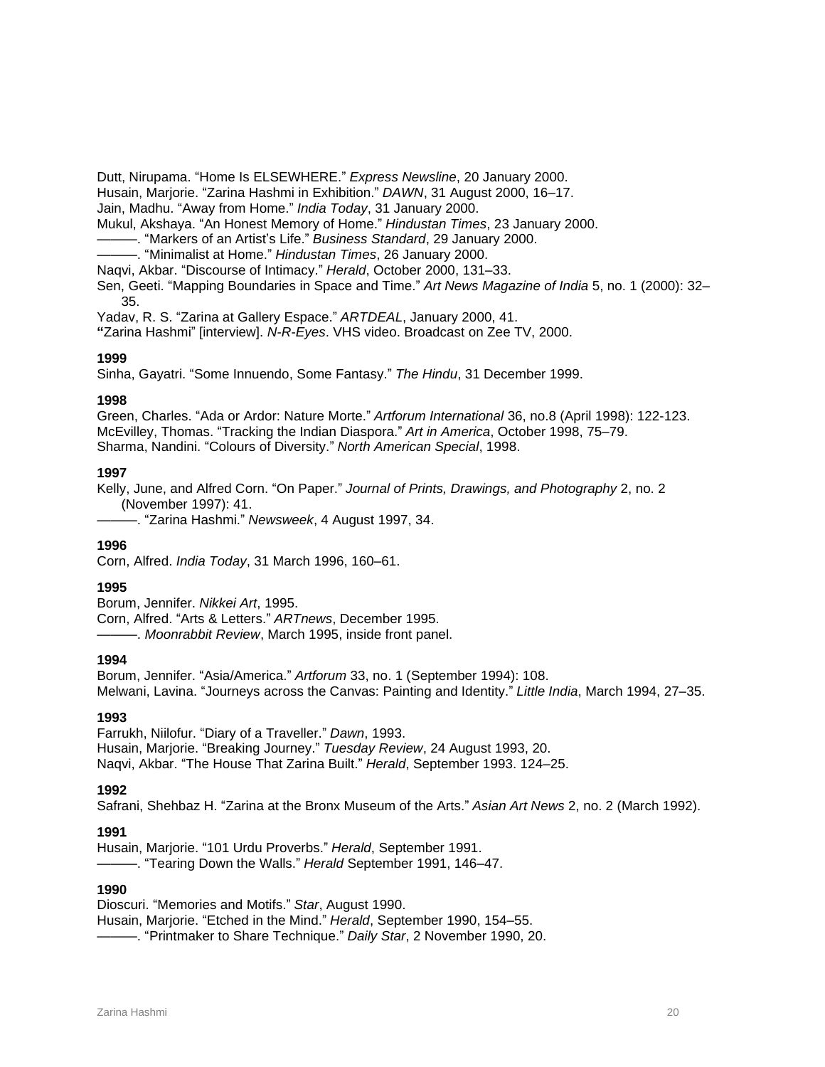Dutt, Nirupama. “Home Is ELSEWHERE.” *Express Newsline*, 20 January 2000.
Husain, Marjorie. “Zarina Hashmi in Exhibition.” *DAWN*, 31 August 2000, 16–17.
Jain, Madhu. “Away from Home.” *India Today*, 31 January 2000.
Mukul, Akshaya. “An Honest Memory of Home.” *Hindustan Times*, 23 January 2000.
———. “Markers of an Artist’s Life.” *Business Standard*, 29 January 2000.
———. “Minimalist at Home.” *Hindustan Times*, 26 January 2000.
Naqvi, Akbar. “Discourse of Intimacy.” *Herald*, October 2000, 131–33.
Sen, Geeti. “Mapping Boundaries in Space and Time.” *Art News Magazine of India* 5, no. 1 (2000): 32–35.
Yadav, R. S. “Zarina at Gallery Espace.” *ARTDEAL*, January 2000, 41.
“Zarina Hashmi” [interview]. *N-R-Eyes*. VHS video. Broadcast on Zee TV, 2000.

**1999**

Sinha, Gayatri. “Some Innuendo, Some Fantasy.” *The Hindu*, 31 December 1999.

**1998**

Green, Charles. “Ada or Ardor: Nature Morte.” *Artforum International* 36, no.8 (April 1998): 122-123.
McEvilley, Thomas. “Tracking the Indian Diaspora.” *Art in America*, October 1998, 75–79.
Sharma, Nandini. “Colours of Diversity.” *North American Special*, 1998.

**1997**

Kelly, June, and Alfred Corn. “On Paper.” *Journal of Prints, Drawings, and Photography* 2, no. 2 (November 1997): 41.
———. “Zarina Hashmi.” *Newsweek*, 4 August 1997, 34.

**1996**

Corn, Alfred. *India Today*, 31 March 1996, 160–61.

**1995**

Borum, Jennifer. *Nikkei Art*, 1995.
Corn, Alfred. “Arts & Letters.” *ARTnews*, December 1995.
———. *Moonrabbit Review*, March 1995, inside front panel.

**1994**

Borum, Jennifer. “Asia/America.” *Artforum* 33, no. 1 (September 1994): 108.
Melwani, Lavina. “Journeys across the Canvas: Painting and Identity.” *Little India*, March 1994, 27–35.

**1993**

Farrukh, Niilofur. “Diary of a Traveller.” *Dawn*, 1993.
Husain, Marjorie. “Breaking Journey.” *Tuesday Review*, 24 August 1993, 20.
Naqvi, Akbar. “The House That Zarina Built.” *Herald*, September 1993. 124–25.

**1992**

Safrani, Shehbaz H. “Zarina at the Bronx Museum of the Arts.” *Asian Art News* 2, no. 2 (March 1992).

**1991**

Husain, Marjorie. “101 Urdu Proverbs.” *Herald*, September 1991.
———. “Tearing Down the Walls.” *Herald* September 1991, 146–47.

**1990**

Dioscuri. “Memories and Motifs.” *Star*, August 1990.
Husain, Marjorie. “Etched in the Mind.” *Herald*, September 1990, 154–55.
———. “Printmaker to Share Technique.” *Daily Star*, 2 November 1990, 20.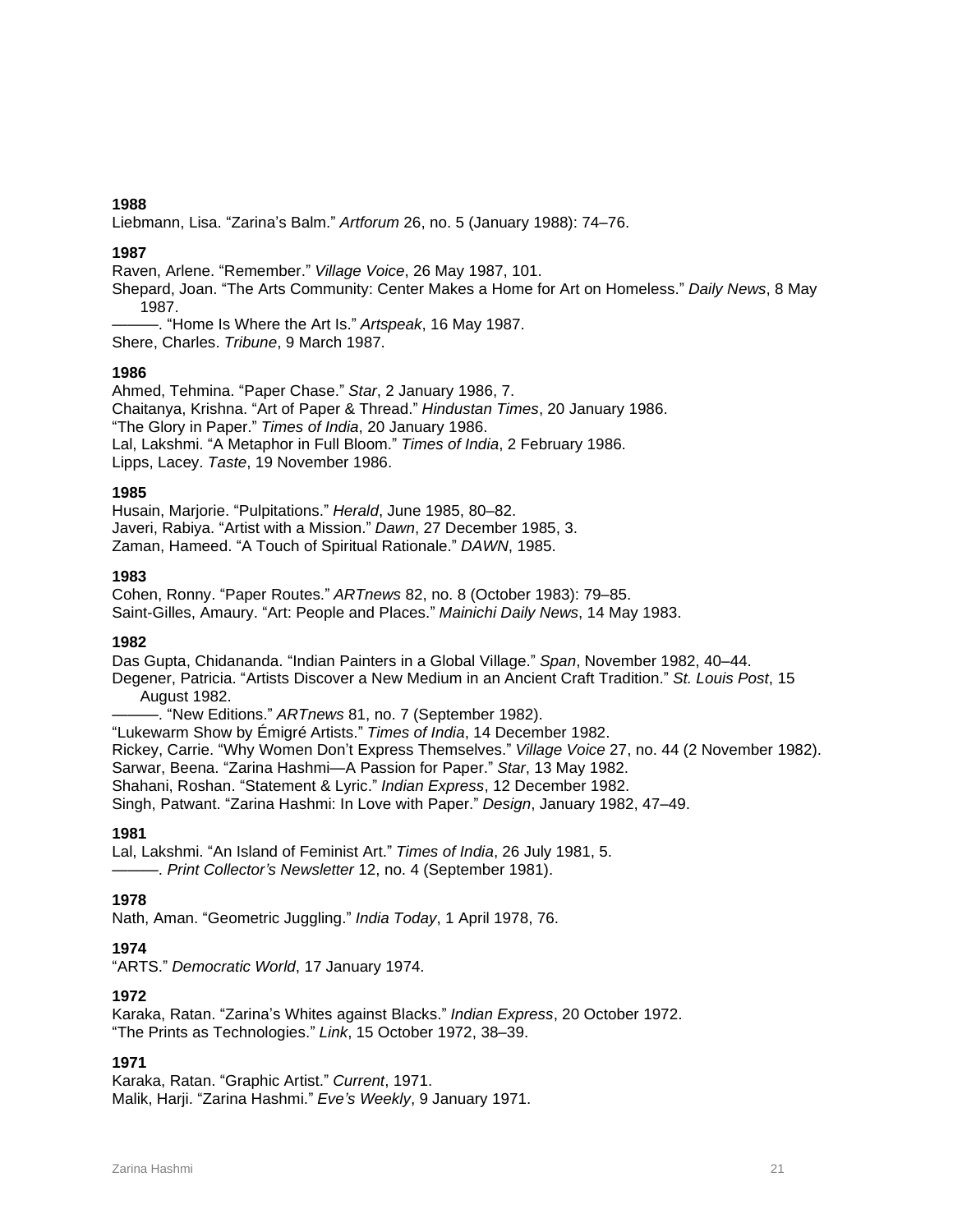**1988**

Liebmann, Lisa. “Zarina’s Balm.” *Artforum* 26, no. 5 (January 1988): 74–76.

**1987**

Raven, Arlene. “Remember.” *Village Voice*, 26 May 1987, 101.

Shepard, Joan. “The Arts Community: Center Makes a Home for Art on Homeless.” *Daily News*, 8 May 1987.

———. “Home Is Where the Art Is.” *Artspeak*, 16 May 1987.

Shere, Charles. *Tribune*, 9 March 1987.

**1986**

Ahmed, Tehmina. “Paper Chase.” *Star*, 2 January 1986, 7.

Chaitanya, Krishna. “Art of Paper & Thread.” *Hindustan Times*, 20 January 1986.

“The Glory in Paper.” *Times of India*, 20 January 1986.

Lal, Lakshmi. “A Metaphor in Full Bloom.” *Times of India*, 2 February 1986.

Lipps, Lacey. *Taste*, 19 November 1986.

**1985**

Husain, Marjorie. “Pulpitations.” *Herald*, June 1985, 80–82.

Javeri, Rabiya. “Artist with a Mission.” *Dawn*, 27 December 1985, 3.

Zaman, Hameed. “A Touch of Spiritual Rationale.” *DAWN*, 1985.

**1983**

Cohen, Ronny. “Paper Routes.” *ARTnews* 82, no. 8 (October 1983): 79–85.

Saint-Gilles, Amaury. “Art: People and Places.” *Mainichi Daily News*, 14 May 1983.

**1982**

Das Gupta, Chidananda. “Indian Painters in a Global Village.” *Span*, November 1982, 40–44.

Degener, Patricia. “Artists Discover a New Medium in an Ancient Craft Tradition.” *St. Louis Post*, 15 August 1982.

———. “New Editions.” *ARTnews* 81, no. 7 (September 1982).

“Lukewarm Show by Émigré Artists.” *Times of India*, 14 December 1982.

Rickey, Carrie. “Why Women Don’t Express Themselves.” *Village Voice* 27, no. 44 (2 November 1982).

Sarwar, Beena. “Zarina Hashmi—A Passion for Paper.” *Star*, 13 May 1982.

Shahani, Roshan. “Statement & Lyric.” *Indian Express*, 12 December 1982.

Singh, Patwant. “Zarina Hashmi: In Love with Paper.” *Design*, January 1982, 47–49.

**1981**

Lal, Lakshmi. “An Island of Feminist Art.” *Times of India*, 26 July 1981, 5.

———. *Print Collector’s Newsletter* 12, no. 4 (September 1981).

**1978**

Nath, Aman. “Geometric Juggling.” *India Today*, 1 April 1978, 76.

**1974**

“ARTS.” *Democratic World*, 17 January 1974.

**1972**

Karaka, Ratan. “Zarina’s Whites against Blacks.” *Indian Express*, 20 October 1972.

“The Prints as Technologies.” *Link*, 15 October 1972, 38–39.

**1971**

Karaka, Ratan. “Graphic Artist.” *Current*, 1971.

Malik, Harji. “Zarina Hashmi.” *Eve’s Weekly*, 9 January 1971.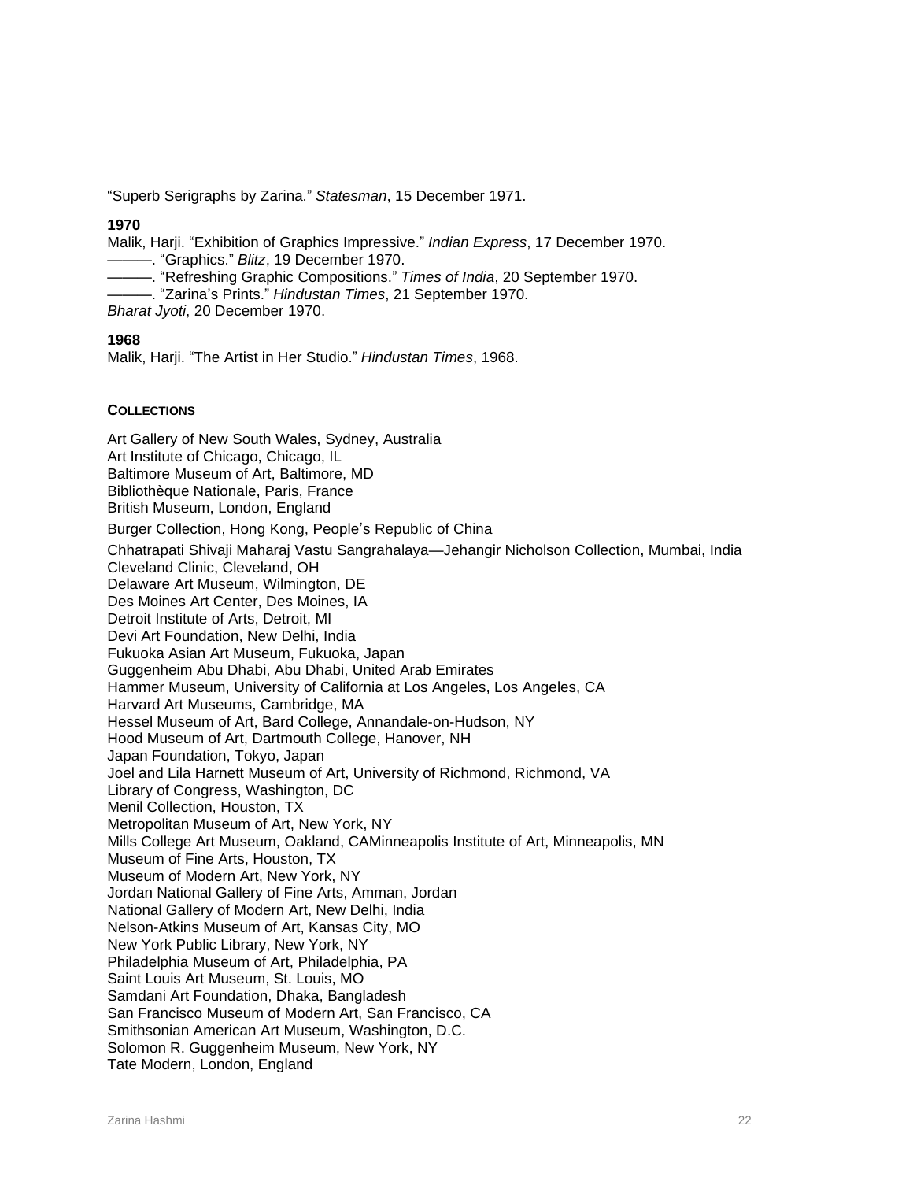“Superb Serigraphs by Zarina.” *Statesman*, 15 December 1971.

**1970**

Malik, Harji. “Exhibition of Graphics Impressive.” *Indian Express*, 17 December 1970.
———. “Graphics.” *Blitz*, 19 December 1970.
———. “Refreshing Graphic Compositions.” *Times of India*, 20 September 1970.
———. “Zarina’s Prints.” *Hindustan Times*, 21 September 1970.
*Bharat Jyoti*, 20 December 1970.

**1968**

Malik, Harji. “The Artist in Her Studio.” *Hindustan Times*, 1968.

**COLLECTIONS**

Art Gallery of New South Wales, Sydney, Australia
Art Institute of Chicago, Chicago, IL
Baltimore Museum of Art, Baltimore, MD
Bibliothèque Nationale, Paris, France
British Museum, London, England
Burger Collection, Hong Kong, People’s Republic of China
Chhatrapati Shivaji Maharaj Vastu Sangrahalaya—Jehangir Nicholson Collection, Mumbai, India
Cleveland Clinic, Cleveland, OH
Delaware Art Museum, Wilmington, DE
Des Moines Art Center, Des Moines, IA
Detroit Institute of Arts, Detroit, MI
Devi Art Foundation, New Delhi, India
Fukuoka Asian Art Museum, Fukuoka, Japan
Guggenheim Abu Dhabi, Abu Dhabi, United Arab Emirates
Hammer Museum, University of California at Los Angeles, Los Angeles, CA
Harvard Art Museums, Cambridge, MA
Hessel Museum of Art, Bard College, Annandale-on-Hudson, NY
Hood Museum of Art, Dartmouth College, Hanover, NH
Japan Foundation, Tokyo, Japan
Joel and Lila Harnett Museum of Art, University of Richmond, Richmond, VA
Library of Congress, Washington, DC
Menil Collection, Houston, TX
Metropolitan Museum of Art, New York, NY
Mills College Art Museum, Oakland, CAMinneapolis Institute of Art, Minneapolis, MN
Museum of Fine Arts, Houston, TX
Museum of Modern Art, New York, NY
Jordan National Gallery of Fine Arts, Amman, Jordan
National Gallery of Modern Art, New Delhi, India
Nelson-Atkins Museum of Art, Kansas City, MO
New York Public Library, New York, NY
Philadelphia Museum of Art, Philadelphia, PA
Saint Louis Art Museum, St. Louis, MO
Samdani Art Foundation, Dhaka, Bangladesh
San Francisco Museum of Modern Art, San Francisco, CA
Smithsonian American Art Museum, Washington, D.C.
Solomon R. Guggenheim Museum, New York, NY
Tate Modern, London, England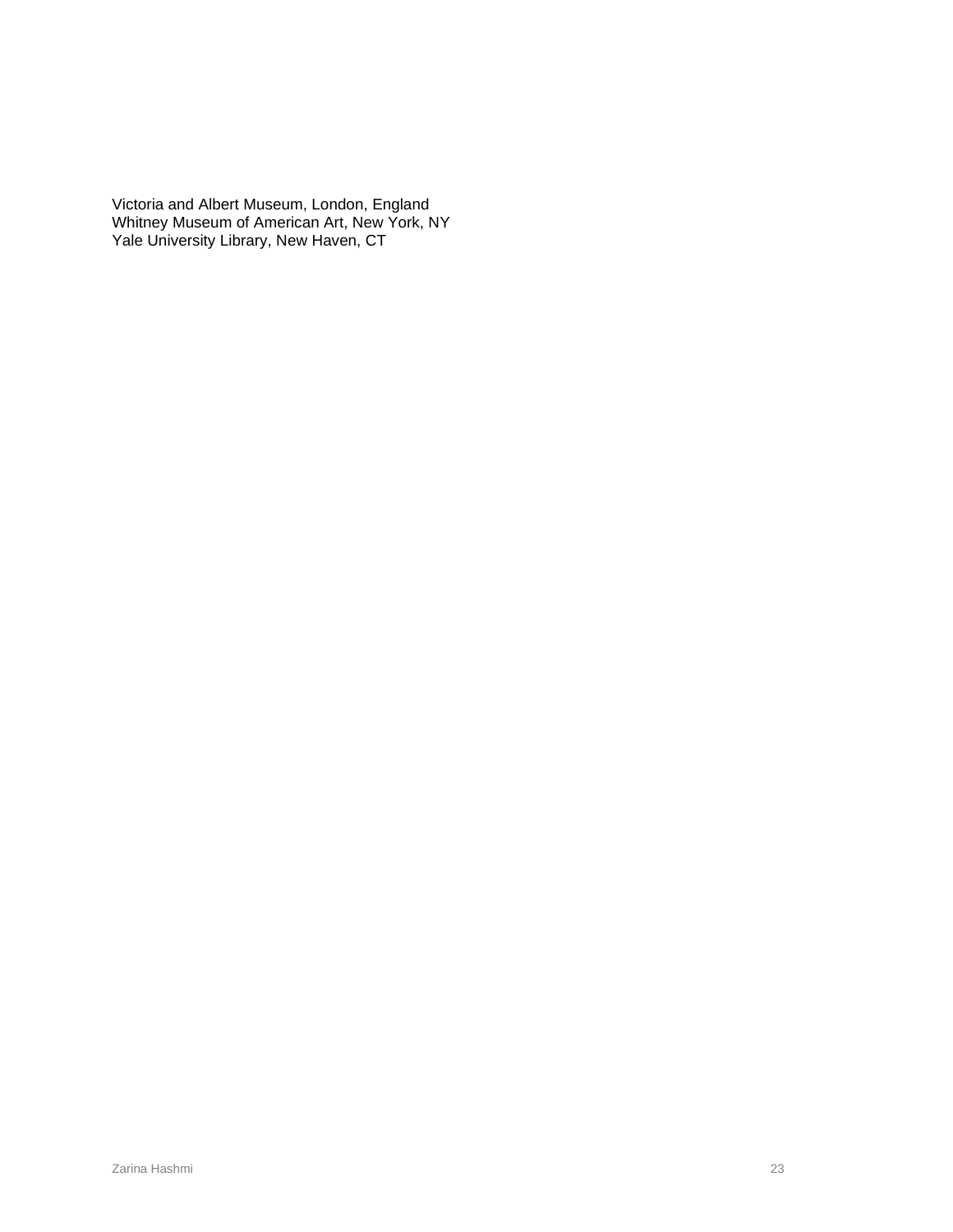Victoria and Albert Museum, London, England
Whitney Museum of American Art, New York, NY
Yale University Library, New Haven, CT